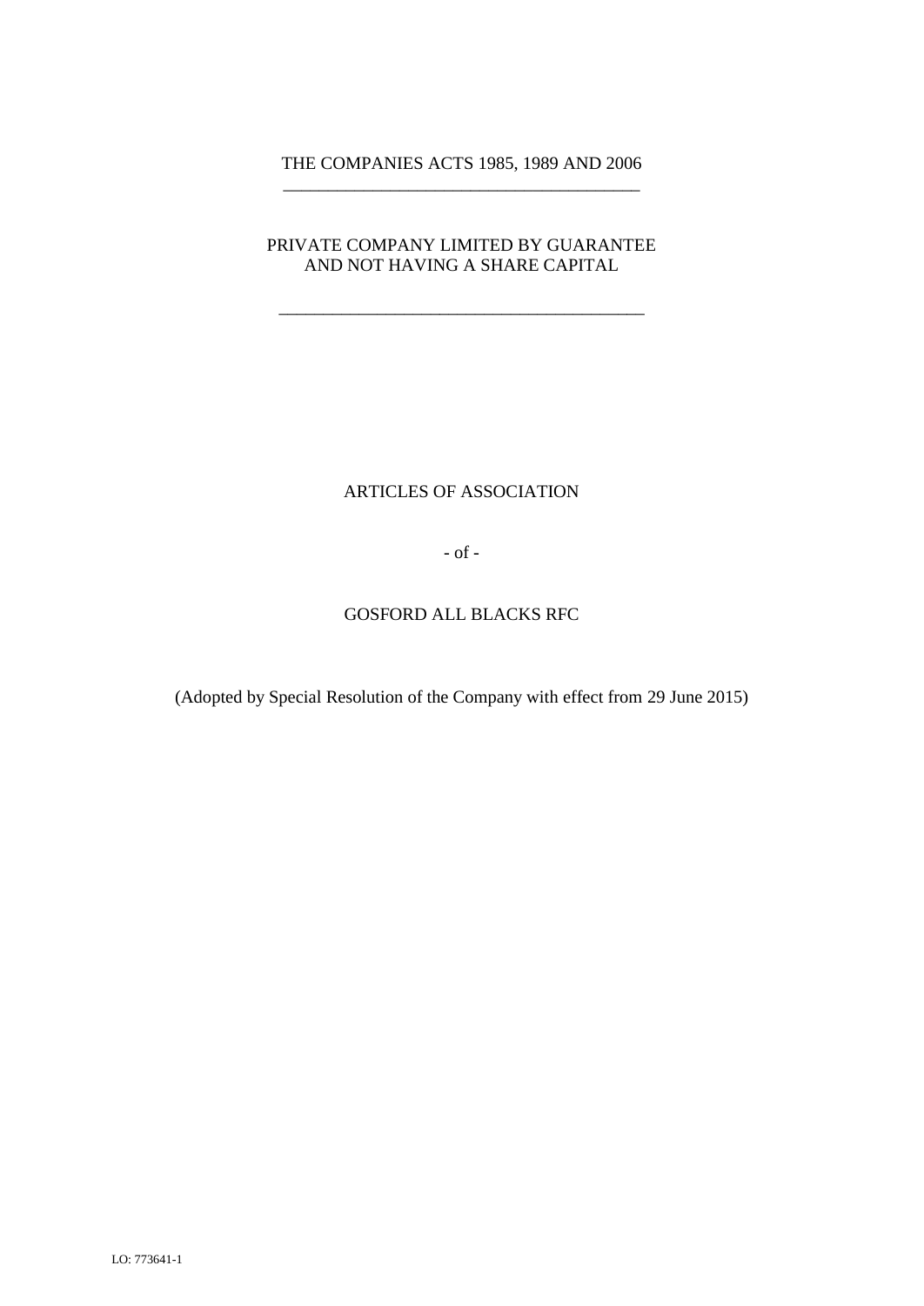THE COMPANIES ACTS 1985, 1989 AND 2006

---

PRIVATE COMPANY LIMITED BY GUARANTEE
AND NOT HAVING A SHARE CAPITAL

---

# ARTICLES OF ASSOCIATION

- of -

# GOSFORD ALL BLACKS RFC

(Adopted by Special Resolution of the Company with effect from 29 June 2015)

LO: 773641-1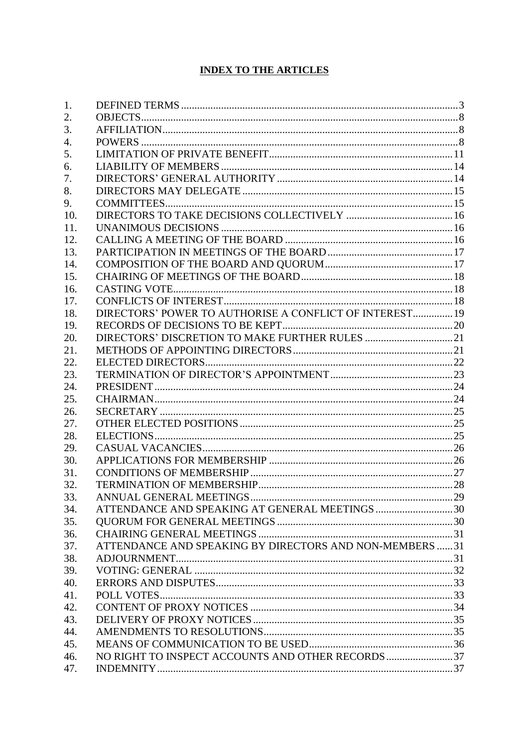# INDEX TO THE ARTICLES

| | | |
|---|---|---|
| 1. | DEFINED TERMS | 3 |
| 2. | OBJECTS | 8 |
| 3. | AFFILIATION | 8 |
| 4. | POWERS | 8 |
| 5. | LIMITATION OF PRIVATE BENEFIT | 11 |
| 6. | LIABILITY OF MEMBERS | 14 |
| 7. | DIRECTORS' GENERAL AUTHORITY | 14 |
| 8. | DIRECTORS MAY DELEGATE | 15 |
| 9. | COMMITTEES | 15 |
| 10. | DIRECTORS TO TAKE DECISIONS COLLECTIVELY | 16 |
| 11. | UNANIMOUS DECISIONS | 16 |
| 12. | CALLING A MEETING OF THE BOARD | 16 |
| 13. | PARTICIPATION IN MEETINGS OF THE BOARD | 17 |
| 14. | COMPOSITION OF THE BOARD AND QUORUM | 17 |
| 15. | CHAIRING OF MEETINGS OF THE BOARD | 18 |
| 16. | CASTING VOTE | 18 |
| 17. | CONFLICTS OF INTEREST | 18 |
| 18. | DIRECTORS' POWER TO AUTHORISE A CONFLICT OF INTEREST | 19 |
| 19. | RECORDS OF DECISIONS TO BE KEPT | 20 |
| 20. | DIRECTORS' DISCRETION TO MAKE FURTHER RULES | 21 |
| 21. | METHODS OF APPOINTING DIRECTORS | 21 |
| 22. | ELECTED DIRECTORS | 22 |
| 23. | TERMINATION OF DIRECTOR'S APPOINTMENT | 23 |
| 24. | PRESIDENT | 24 |
| 25. | CHAIRMAN | 24 |
| 26. | SECRETARY | 25 |
| 27. | OTHER ELECTED POSITIONS | 25 |
| 28. | ELECTIONS | 25 |
| 29. | CASUAL VACANCIES | 26 |
| 30. | APPLICATIONS FOR MEMBERSHIP | 26 |
| 31. | CONDITIONS OF MEMBERSHIP | 27 |
| 32. | TERMINATION OF MEMBERSHIP | 28 |
| 33. | ANNUAL GENERAL MEETINGS | 29 |
| 34. | ATTENDANCE AND SPEAKING AT GENERAL MEETINGS | 30 |
| 35. | QUORUM FOR GENERAL MEETINGS | 30 |
| 36. | CHAIRING GENERAL MEETINGS | 31 |
| 37. | ATTENDANCE AND SPEAKING BY DIRECTORS AND NON-MEMBERS | 31 |
| 38. | ADJOURNMENT | 31 |
| 39. | VOTING: GENERAL | 32 |
| 40. | ERRORS AND DISPUTES | 33 |
| 41. | POLL VOTES | 33 |
| 42. | CONTENT OF PROXY NOTICES | 34 |
| 43. | DELIVERY OF PROXY NOTICES | 35 |
| 44. | AMENDMENTS TO RESOLUTIONS | 35 |
| 45. | MEANS OF COMMUNICATION TO BE USED | 36 |
| 46. | NO RIGHT TO INSPECT ACCOUNTS AND OTHER RECORDS | 37 |
| 47. | INDEMNITY | 37 |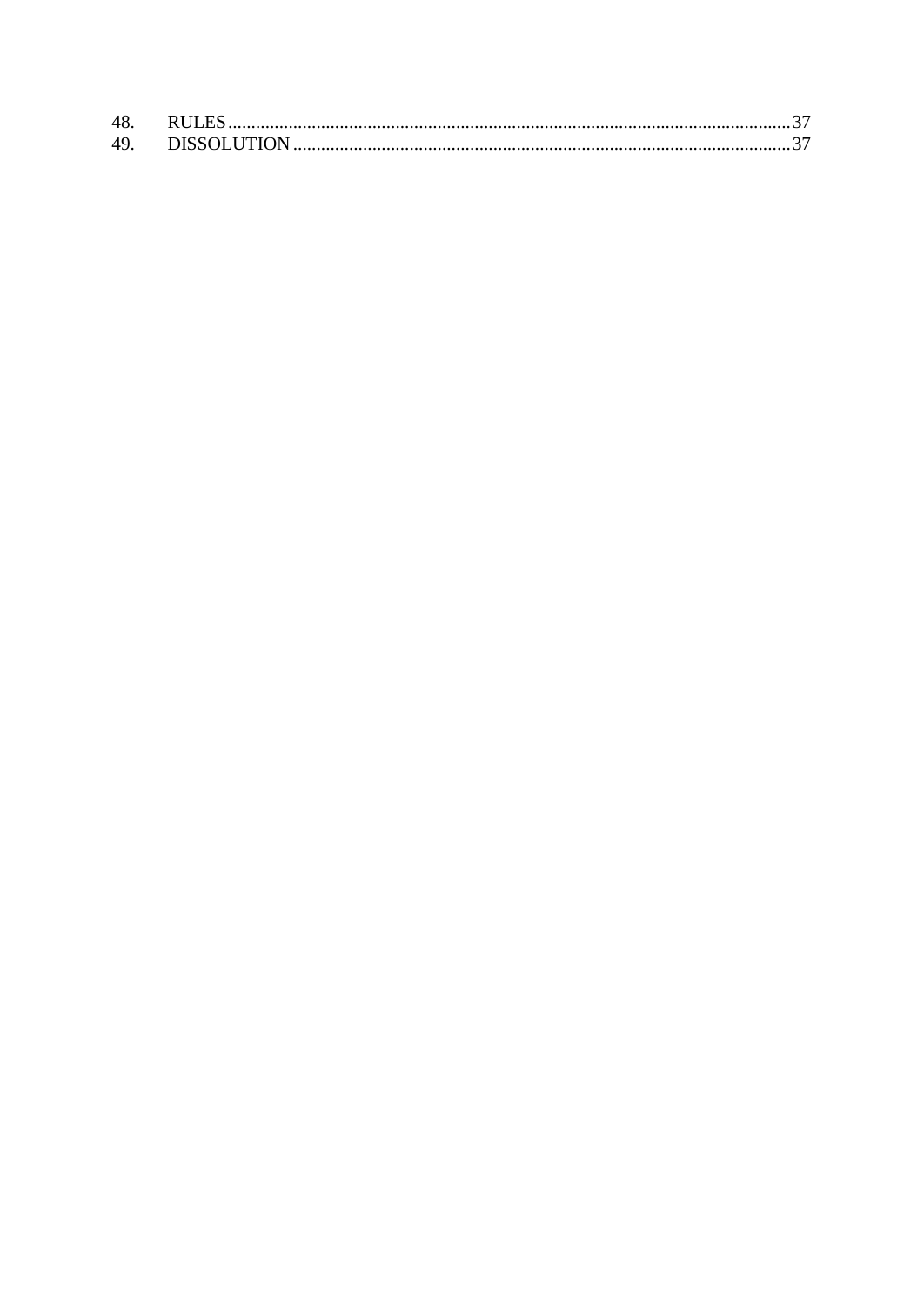48. RULES ........................................................................................................................ 37
49. DISSOLUTION ............................................................................................................ 37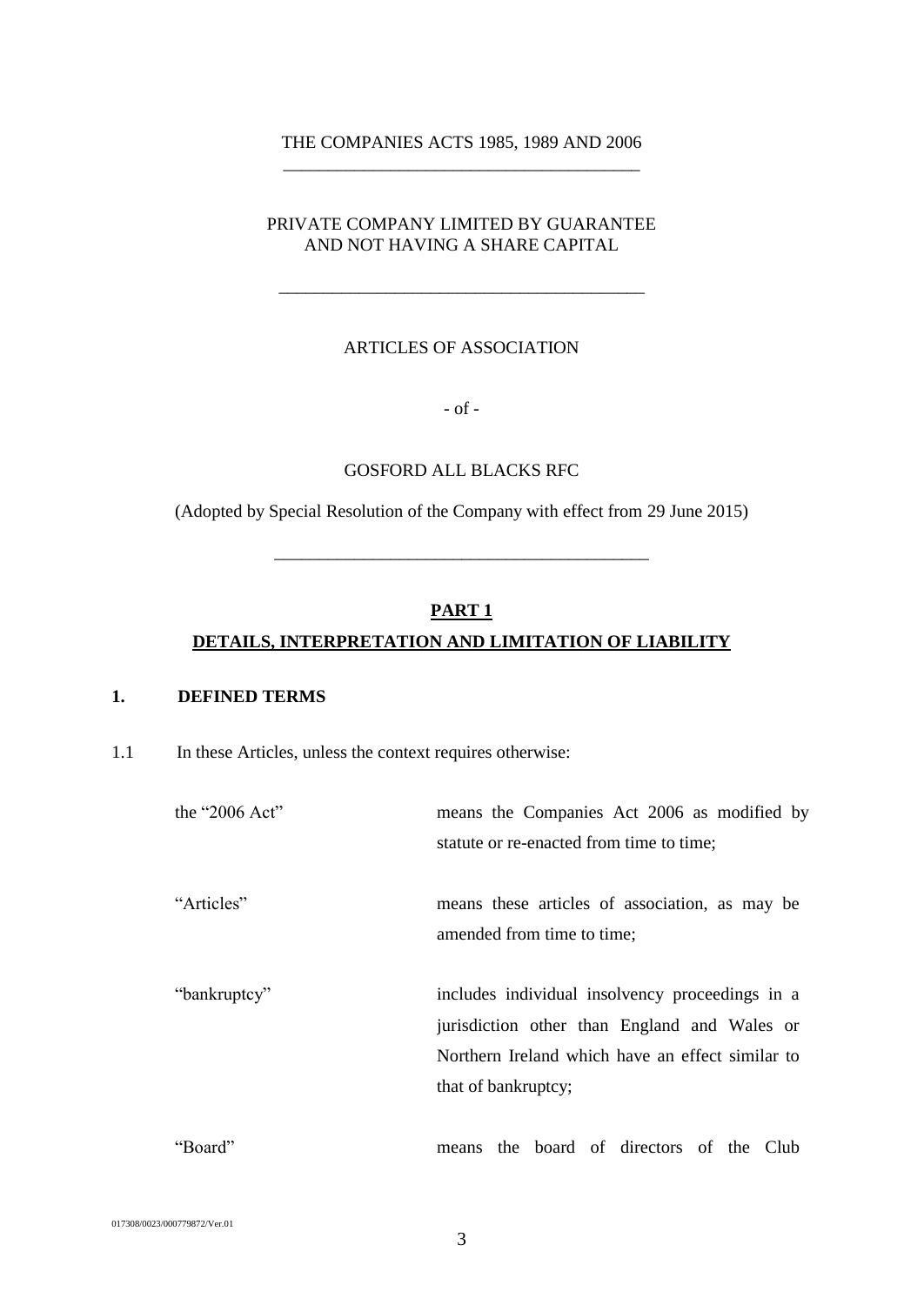THE COMPANIES ACTS 1985, 1989 AND 2006

---

PRIVATE COMPANY LIMITED BY GUARANTEE
AND NOT HAVING A SHARE CAPITAL

---

ARTICLES OF ASSOCIATION

- of -

GOSFORD ALL BLACKS RFC

(Adopted by Special Resolution of the Company with effect from 29 June 2015)

---

## PART 1

## DETAILS, INTERPRETATION AND LIMITATION OF LIABILITY

### 1. DEFINED TERMS

1.1 In these Articles, unless the context requires otherwise:

| | |
|---|---|
| the "2006 Act" | means the Companies Act 2006 as modified by statute or re-enacted from time to time; |
| "Articles" | means these articles of association, as may be amended from time to time; |
| "bankruptcy" | includes individual insolvency proceedings in a jurisdiction other than England and Wales or Northern Ireland which have an effect similar to that of bankruptcy; |
| "Board" | means the board of directors of the Club |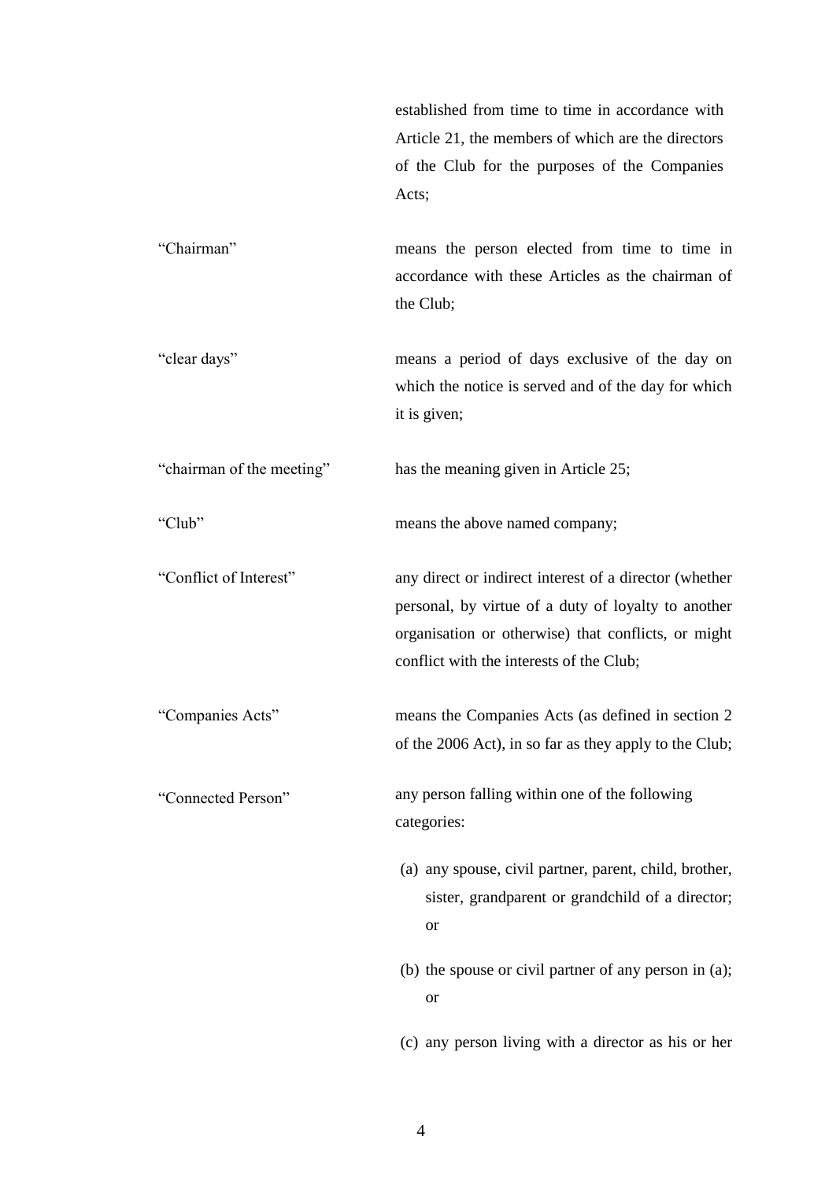| | |
|---|---|
| | established from time to time in accordance with Article 21, the members of which are the directors of the Club for the purposes of the Companies Acts; |
| "Chairman" | means the person elected from time to time in accordance with these Articles as the chairman of the Club; |
| "clear days" | means a period of days exclusive of the day on which the notice is served and of the day for which it is given; |
| "chairman of the meeting" | has the meaning given in Article 25; |
| "Club" | means the above named company; |
| "Conflict of Interest" | any direct or indirect interest of a director (whether personal, by virtue of a duty of loyalty to another organisation or otherwise) that conflicts, or might conflict with the interests of the Club; |
| "Companies Acts" | means the Companies Acts (as defined in section 2 of the 2006 Act), in so far as they apply to the Club; |
| "Connected Person" | any person falling within one of the following categories: (a) any spouse, civil partner, parent, child, brother, sister, grandparent or grandchild of a director; or (b) the spouse or civil partner of any person in (a); or (c) any person living with a director as his or her |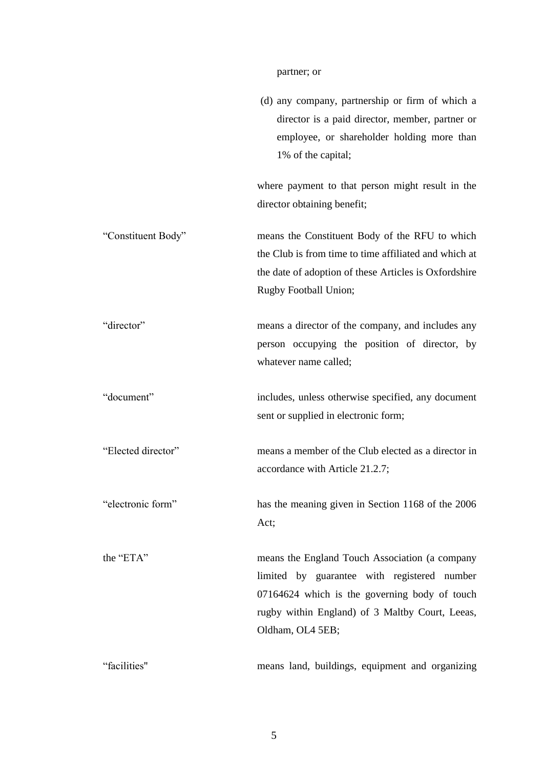partner; or

(d) any company, partnership or firm of which a director is a paid director, member, partner or employee, or shareholder holding more than 1% of the capital;

where payment to that person might result in the director obtaining benefit;

| | |
|---|---|
| "Constituent Body" | means the Constituent Body of the RFU to which the Club is from time to time affiliated and which at the date of adoption of these Articles is Oxfordshire Rugby Football Union; |
| "director" | means a director of the company, and includes any person occupying the position of director, by whatever name called; |
| "document" | includes, unless otherwise specified, any document sent or supplied in electronic form; |
| "Elected director" | means a member of the Club elected as a director in accordance with Article 21.2.7; |
| "electronic form" | has the meaning given in Section 1168 of the 2006 Act; |
| the "ETA" | means the England Touch Association (a company limited by guarantee with registered number 07164624 which is the governing body of touch rugby within England) of 3 Maltby Court, Leeas, Oldham, OL4 5EB; |
| "facilities" | means land, buildings, equipment and organizing |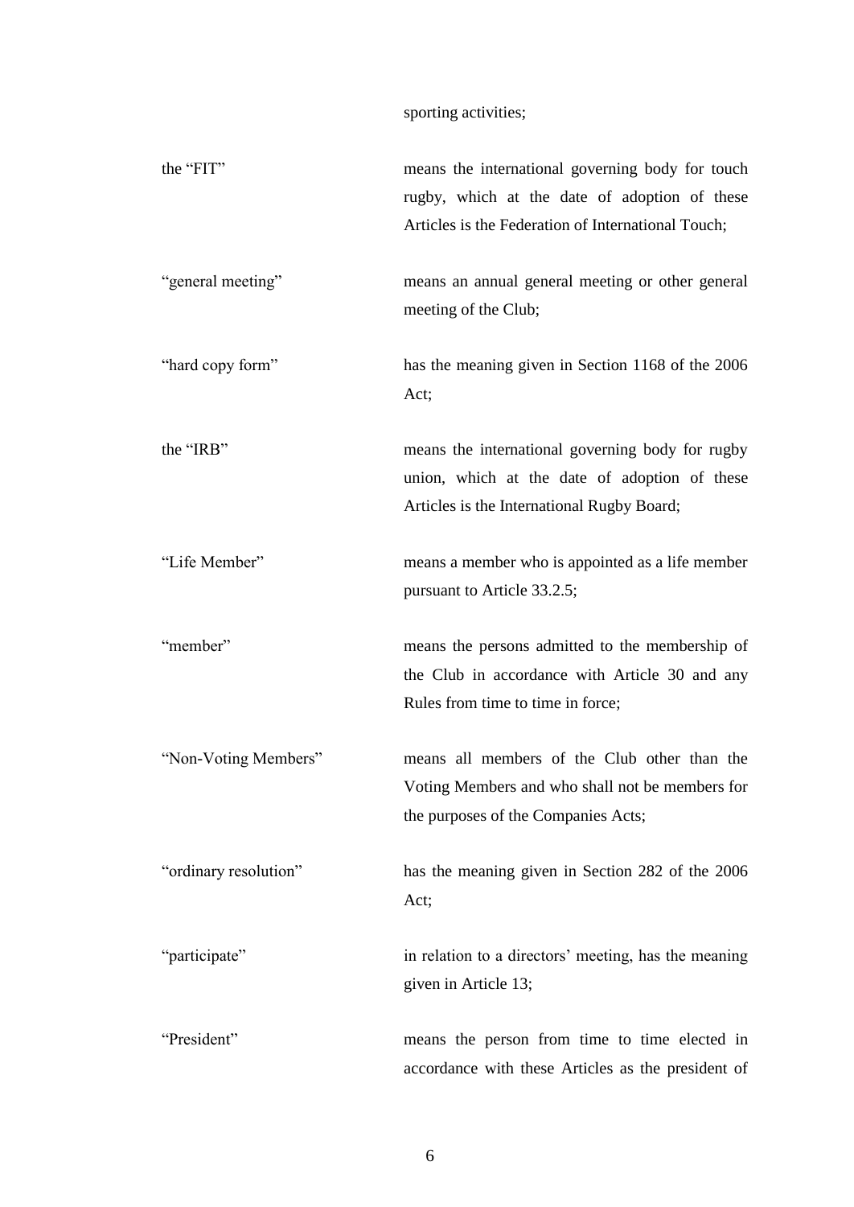sporting activities;

| | |
|---|---|
| the "FIT" | means the international governing body for touch rugby, which at the date of adoption of these Articles is the Federation of International Touch; |
| "general meeting" | means an annual general meeting or other general meeting of the Club; |
| "hard copy form" | has the meaning given in Section 1168 of the 2006 Act; |
| the "IRB" | means the international governing body for rugby union, which at the date of adoption of these Articles is the International Rugby Board; |
| "Life Member" | means a member who is appointed as a life member pursuant to Article 33.2.5; |
| "member" | means the persons admitted to the membership of the Club in accordance with Article 30 and any Rules from time to time in force; |
| "Non-Voting Members" | means all members of the Club other than the Voting Members and who shall not be members for the purposes of the Companies Acts; |
| "ordinary resolution" | has the meaning given in Section 282 of the 2006 Act; |
| "participate" | in relation to a directors' meeting, has the meaning given in Article 13; |
| "President" | means the person from time to time elected in accordance with these Articles as the president of |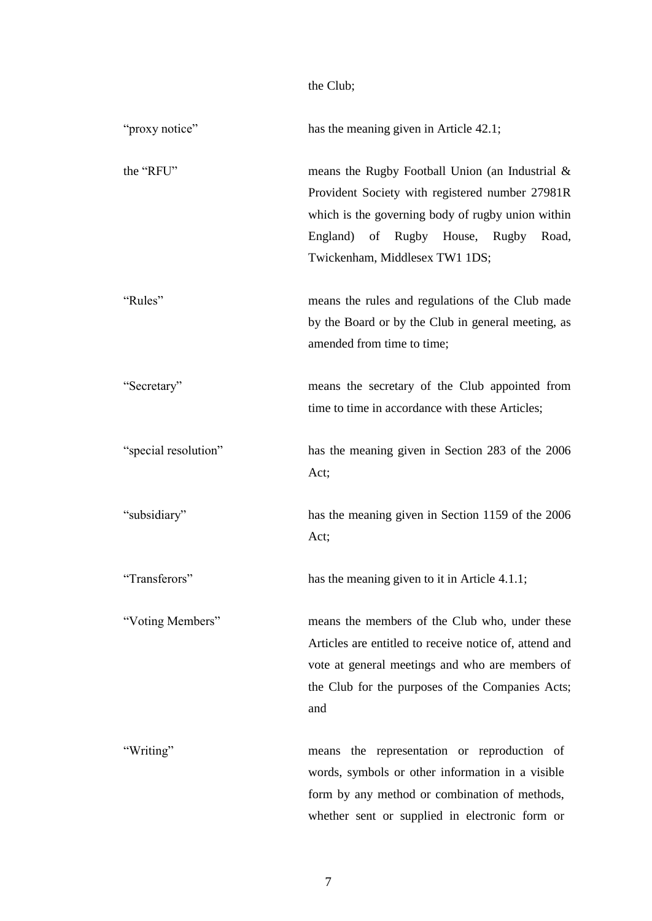the Club;

| | |
|---|---|
| "proxy notice" | has the meaning given in Article 42.1; |
| the "RFU" | means the Rugby Football Union (an Industrial & Provident Society with registered number 27981R which is the governing body of rugby union within England) of Rugby House, Rugby Road, Twickenham, Middlesex TW1 1DS; |
| "Rules" | means the rules and regulations of the Club made by the Board or by the Club in general meeting, as amended from time to time; |
| "Secretary" | means the secretary of the Club appointed from time to time in accordance with these Articles; |
| "special resolution" | has the meaning given in Section 283 of the 2006 Act; |
| "subsidiary" | has the meaning given in Section 1159 of the 2006 Act; |
| "Transferors" | has the meaning given to it in Article 4.1.1; |
| "Voting Members" | means the members of the Club who, under these Articles are entitled to receive notice of, attend and vote at general meetings and who are members of the Club for the purposes of the Companies Acts; and |
| "Writing" | means the representation or reproduction of words, symbols or other information in a visible form by any method or combination of methods, whether sent or supplied in electronic form or |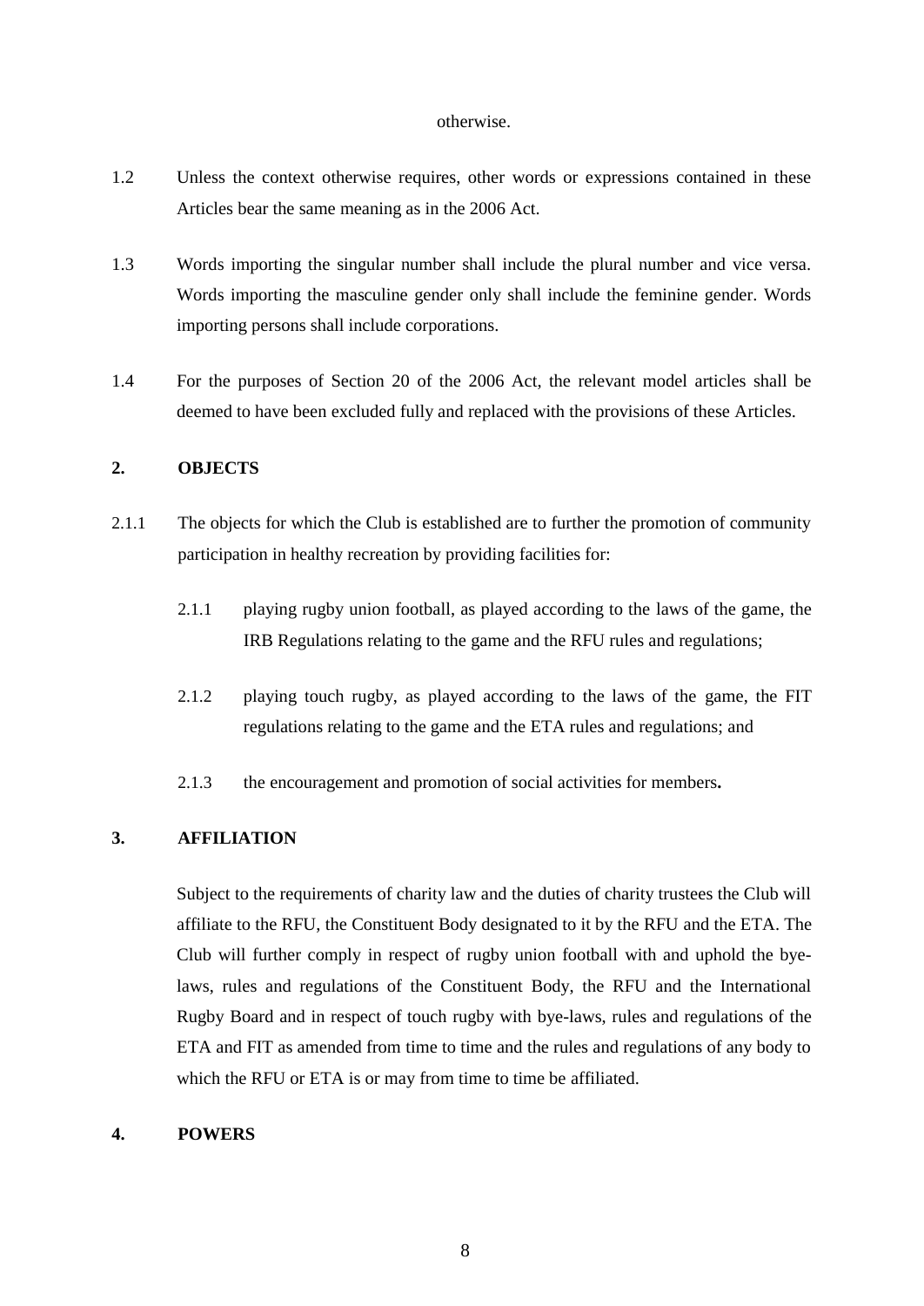otherwise.

1.2 Unless the context otherwise requires, other words or expressions contained in these Articles bear the same meaning as in the 2006 Act.

1.3 Words importing the singular number shall include the plural number and vice versa. Words importing the masculine gender only shall include the feminine gender. Words importing persons shall include corporations.

1.4 For the purposes of Section 20 of the 2006 Act, the relevant model articles shall be deemed to have been excluded fully and replaced with the provisions of these Articles.

**2. OBJECTS**

2.1.1 The objects for which the Club is established are to further the promotion of community participation in healthy recreation by providing facilities for:

2.1.1 playing rugby union football, as played according to the laws of the game, the IRB Regulations relating to the game and the RFU rules and regulations;

2.1.2 playing touch rugby, as played according to the laws of the game, the FIT regulations relating to the game and the ETA rules and regulations; and

2.1.3 the encouragement and promotion of social activities for members**.**

**3. AFFILIATION**

Subject to the requirements of charity law and the duties of charity trustees the Club will affiliate to the RFU, the Constituent Body designated to it by the RFU and the ETA. The Club will further comply in respect of rugby union football with and uphold the bye-laws, rules and regulations of the Constituent Body, the RFU and the International Rugby Board and in respect of touch rugby with bye-laws, rules and regulations of the ETA and FIT as amended from time to time and the rules and regulations of any body to which the RFU or ETA is or may from time to time be affiliated.

**4. POWERS**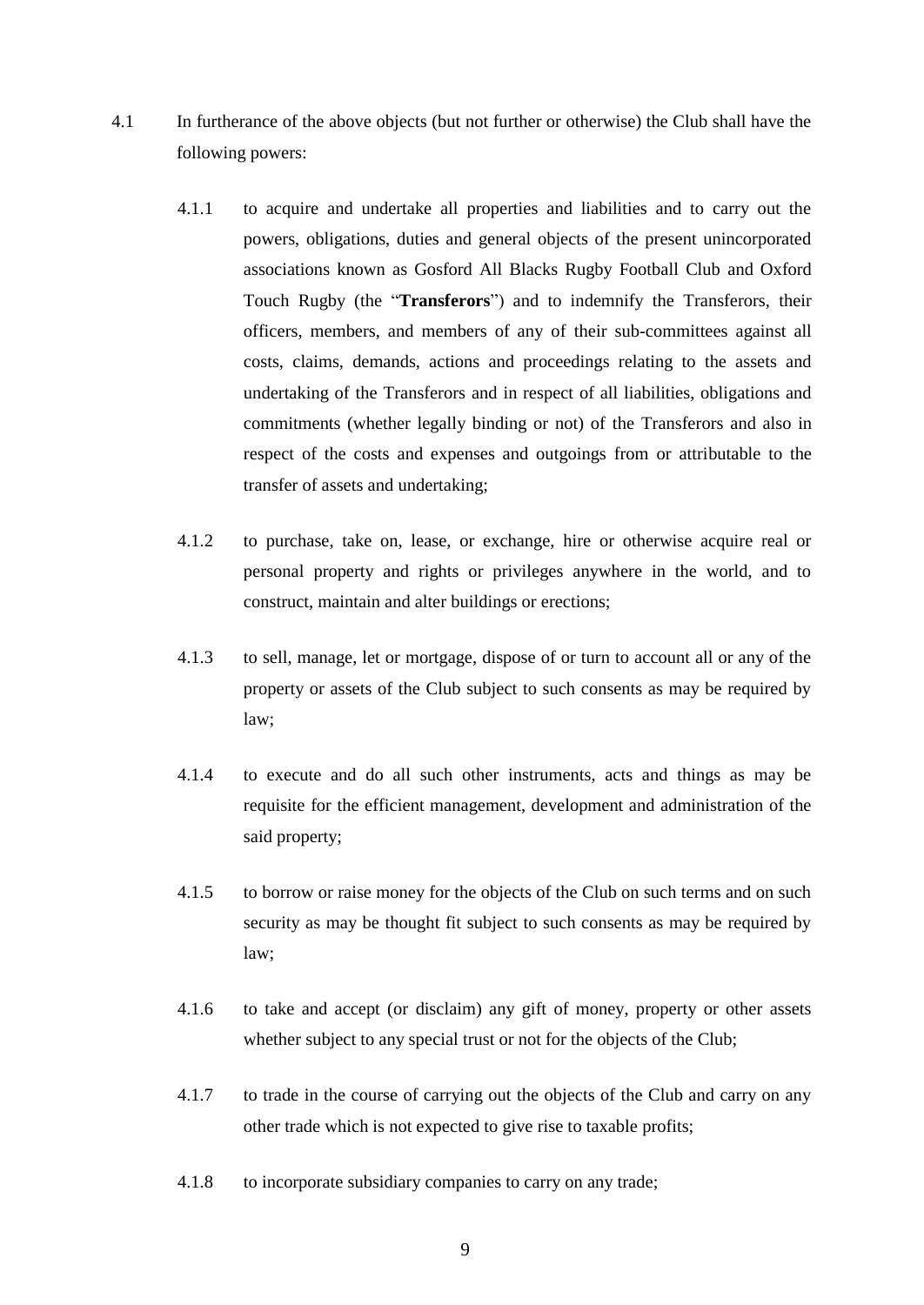4.1 In furtherance of the above objects (but not further or otherwise) the Club shall have the following powers:

4.1.1 to acquire and undertake all properties and liabilities and to carry out the powers, obligations, duties and general objects of the present unincorporated associations known as Gosford All Blacks Rugby Football Club and Oxford Touch Rugby (the "**Transferors**") and to indemnify the Transferors, their officers, members, and members of any of their sub-committees against all costs, claims, demands, actions and proceedings relating to the assets and undertaking of the Transferors and in respect of all liabilities, obligations and commitments (whether legally binding or not) of the Transferors and also in respect of the costs and expenses and outgoings from or attributable to the transfer of assets and undertaking;

4.1.2 to purchase, take on, lease, or exchange, hire or otherwise acquire real or personal property and rights or privileges anywhere in the world, and to construct, maintain and alter buildings or erections;

4.1.3 to sell, manage, let or mortgage, dispose of or turn to account all or any of the property or assets of the Club subject to such consents as may be required by law;

4.1.4 to execute and do all such other instruments, acts and things as may be requisite for the efficient management, development and administration of the said property;

4.1.5 to borrow or raise money for the objects of the Club on such terms and on such security as may be thought fit subject to such consents as may be required by law;

4.1.6 to take and accept (or disclaim) any gift of money, property or other assets whether subject to any special trust or not for the objects of the Club;

4.1.7 to trade in the course of carrying out the objects of the Club and carry on any other trade which is not expected to give rise to taxable profits;

4.1.8 to incorporate subsidiary companies to carry on any trade;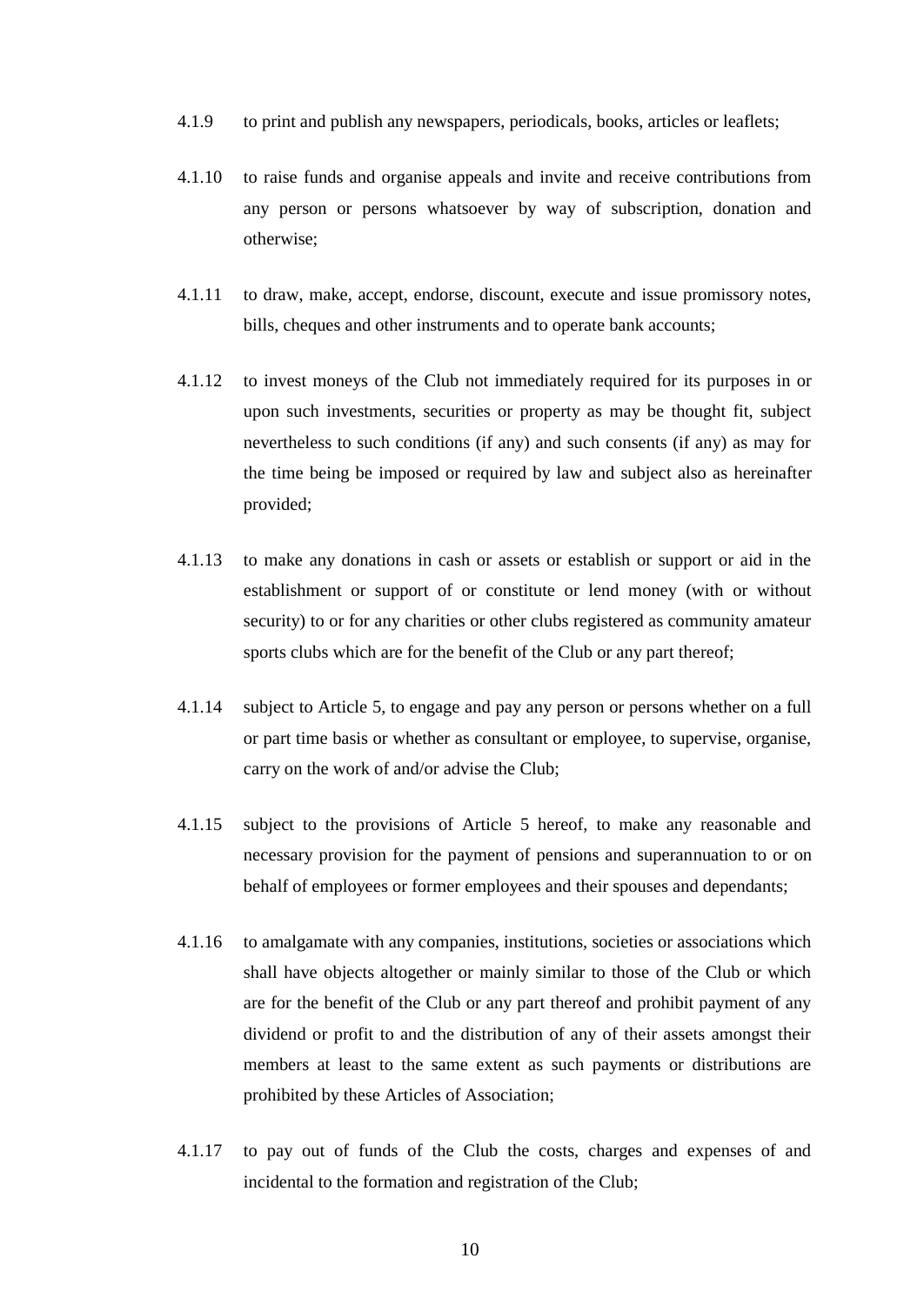4.1.9 to print and publish any newspapers, periodicals, books, articles or leaflets;

4.1.10 to raise funds and organise appeals and invite and receive contributions from any person or persons whatsoever by way of subscription, donation and otherwise;

4.1.11 to draw, make, accept, endorse, discount, execute and issue promissory notes, bills, cheques and other instruments and to operate bank accounts;

4.1.12 to invest moneys of the Club not immediately required for its purposes in or upon such investments, securities or property as may be thought fit, subject nevertheless to such conditions (if any) and such consents (if any) as may for the time being be imposed or required by law and subject also as hereinafter provided;

4.1.13 to make any donations in cash or assets or establish or support or aid in the establishment or support of or constitute or lend money (with or without security) to or for any charities or other clubs registered as community amateur sports clubs which are for the benefit of the Club or any part thereof;

4.1.14 subject to Article 5, to engage and pay any person or persons whether on a full or part time basis or whether as consultant or employee, to supervise, organise, carry on the work of and/or advise the Club;

4.1.15 subject to the provisions of Article 5 hereof, to make any reasonable and necessary provision for the payment of pensions and superannuation to or on behalf of employees or former employees and their spouses and dependants;

4.1.16 to amalgamate with any companies, institutions, societies or associations which shall have objects altogether or mainly similar to those of the Club or which are for the benefit of the Club or any part thereof and prohibit payment of any dividend or profit to and the distribution of any of their assets amongst their members at least to the same extent as such payments or distributions are prohibited by these Articles of Association;

4.1.17 to pay out of funds of the Club the costs, charges and expenses of and incidental to the formation and registration of the Club;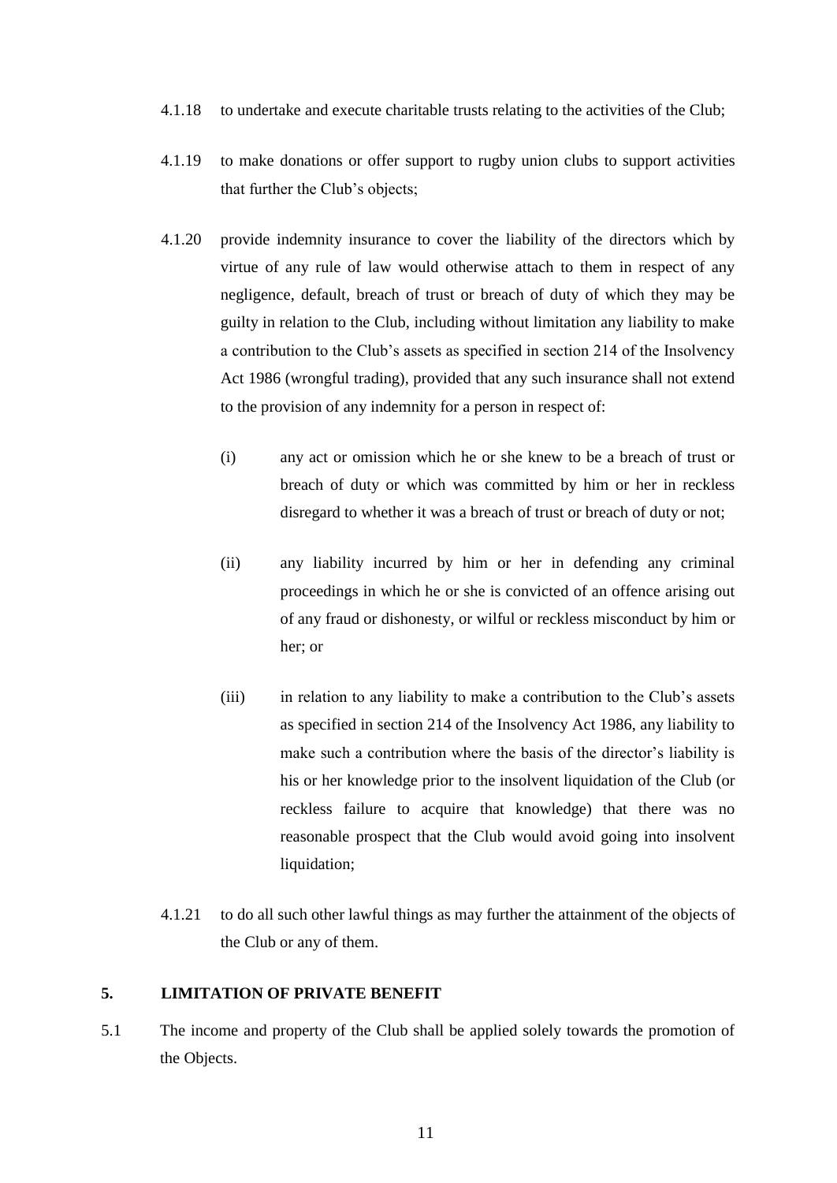4.1.18 to undertake and execute charitable trusts relating to the activities of the Club;

4.1.19 to make donations or offer support to rugby union clubs to support activities that further the Club's objects;

4.1.20 provide indemnity insurance to cover the liability of the directors which by virtue of any rule of law would otherwise attach to them in respect of any negligence, default, breach of trust or breach of duty of which they may be guilty in relation to the Club, including without limitation any liability to make a contribution to the Club's assets as specified in section 214 of the Insolvency Act 1986 (wrongful trading), provided that any such insurance shall not extend to the provision of any indemnity for a person in respect of:

(i) any act or omission which he or she knew to be a breach of trust or breach of duty or which was committed by him or her in reckless disregard to whether it was a breach of trust or breach of duty or not;

(ii) any liability incurred by him or her in defending any criminal proceedings in which he or she is convicted of an offence arising out of any fraud or dishonesty, or wilful or reckless misconduct by him or her; or

(iii) in relation to any liability to make a contribution to the Club's assets as specified in section 214 of the Insolvency Act 1986, any liability to make such a contribution where the basis of the director's liability is his or her knowledge prior to the insolvent liquidation of the Club (or reckless failure to acquire that knowledge) that there was no reasonable prospect that the Club would avoid going into insolvent liquidation;

4.1.21 to do all such other lawful things as may further the attainment of the objects of the Club or any of them.

## 5. LIMITATION OF PRIVATE BENEFIT

5.1 The income and property of the Club shall be applied solely towards the promotion of the Objects.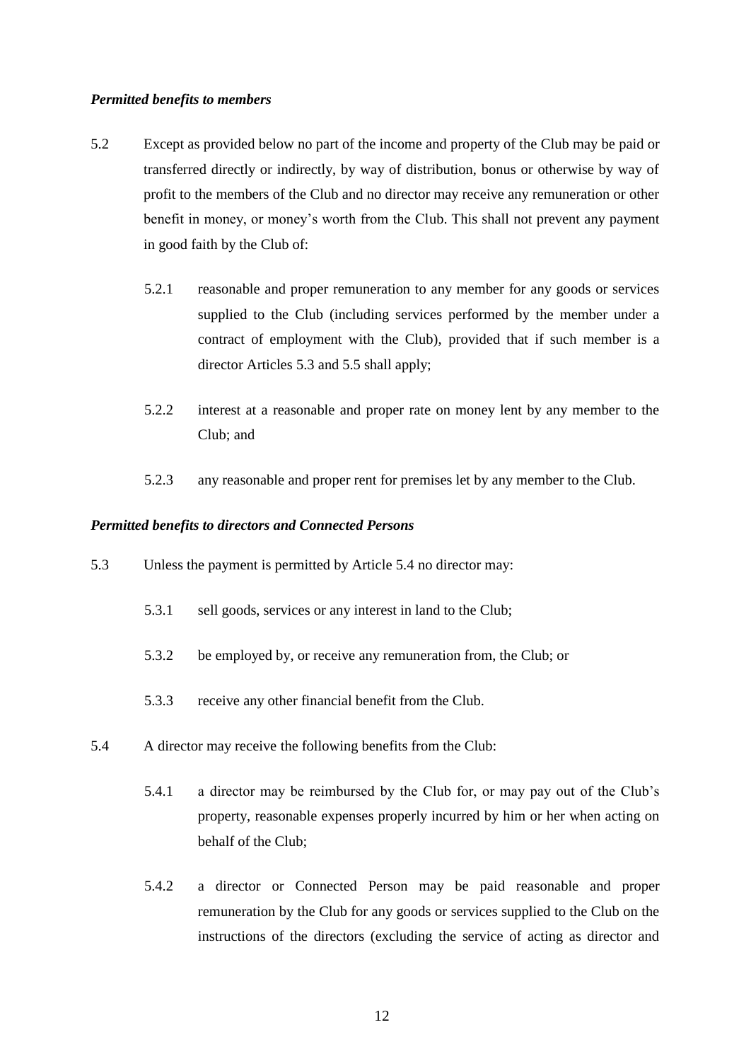***Permitted benefits to members***

5.2 Except as provided below no part of the income and property of the Club may be paid or transferred directly or indirectly, by way of distribution, bonus or otherwise by way of profit to the members of the Club and no director may receive any remuneration or other benefit in money, or money's worth from the Club. This shall not prevent any payment in good faith by the Club of:

5.2.1 reasonable and proper remuneration to any member for any goods or services supplied to the Club (including services performed by the member under a contract of employment with the Club), provided that if such member is a director Articles 5.3 and 5.5 shall apply;

5.2.2 interest at a reasonable and proper rate on money lent by any member to the Club; and

5.2.3 any reasonable and proper rent for premises let by any member to the Club.

***Permitted benefits to directors and Connected Persons***

5.3 Unless the payment is permitted by Article 5.4 no director may:

5.3.1 sell goods, services or any interest in land to the Club;

5.3.2 be employed by, or receive any remuneration from, the Club; or

5.3.3 receive any other financial benefit from the Club.

5.4 A director may receive the following benefits from the Club:

5.4.1 a director may be reimbursed by the Club for, or may pay out of the Club's property, reasonable expenses properly incurred by him or her when acting on behalf of the Club;

5.4.2 a director or Connected Person may be paid reasonable and proper remuneration by the Club for any goods or services supplied to the Club on the instructions of the directors (excluding the service of acting as director and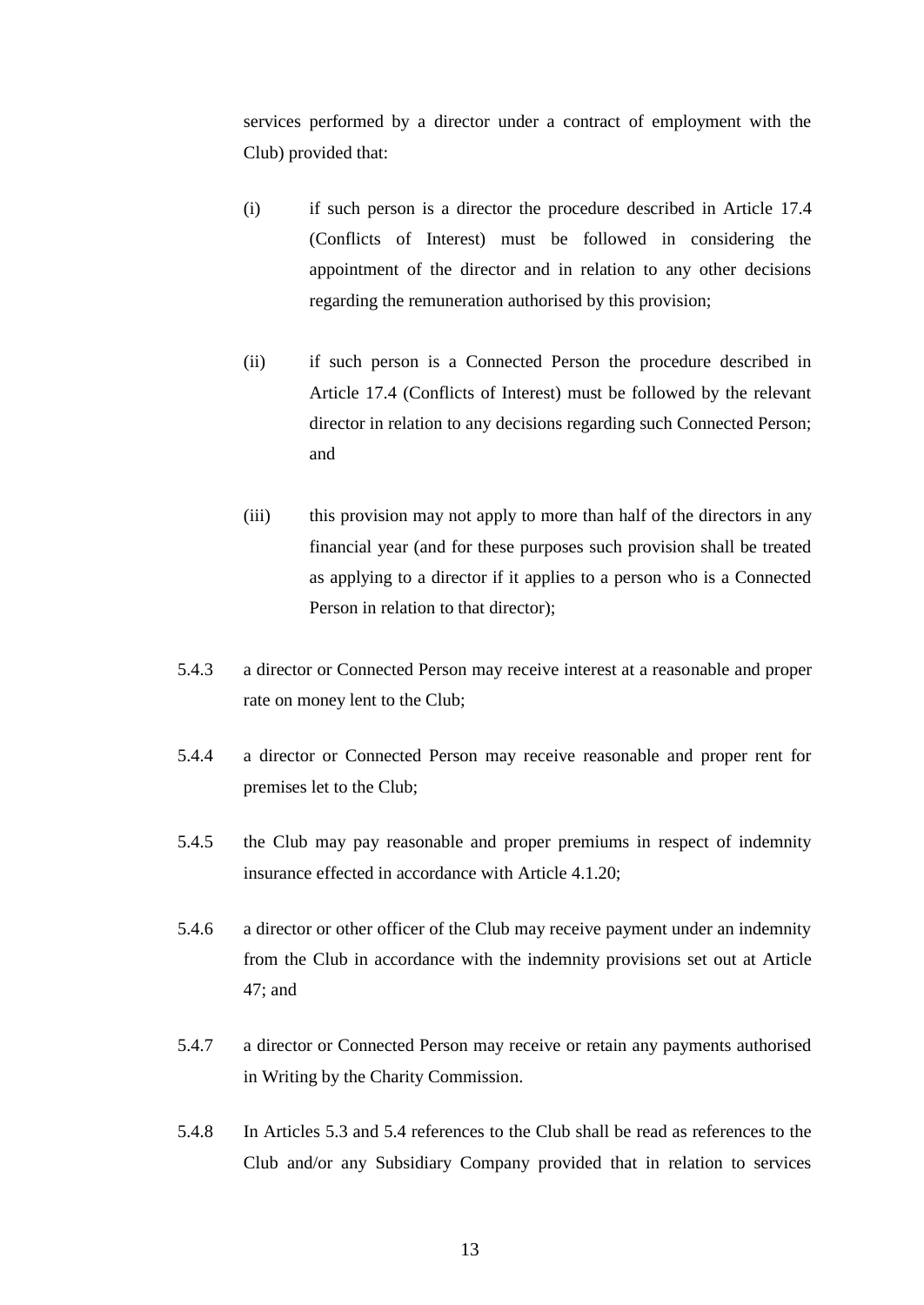services performed by a director under a contract of employment with the Club) provided that:

(i) if such person is a director the procedure described in Article 17.4 (Conflicts of Interest) must be followed in considering the appointment of the director and in relation to any other decisions regarding the remuneration authorised by this provision;

(ii) if such person is a Connected Person the procedure described in Article 17.4 (Conflicts of Interest) must be followed by the relevant director in relation to any decisions regarding such Connected Person; and

(iii) this provision may not apply to more than half of the directors in any financial year (and for these purposes such provision shall be treated as applying to a director if it applies to a person who is a Connected Person in relation to that director);

5.4.3 a director or Connected Person may receive interest at a reasonable and proper rate on money lent to the Club;

5.4.4 a director or Connected Person may receive reasonable and proper rent for premises let to the Club;

5.4.5 the Club may pay reasonable and proper premiums in respect of indemnity insurance effected in accordance with Article 4.1.20;

5.4.6 a director or other officer of the Club may receive payment under an indemnity from the Club in accordance with the indemnity provisions set out at Article 47; and

5.4.7 a director or Connected Person may receive or retain any payments authorised in Writing by the Charity Commission.

5.4.8 In Articles 5.3 and 5.4 references to the Club shall be read as references to the Club and/or any Subsidiary Company provided that in relation to services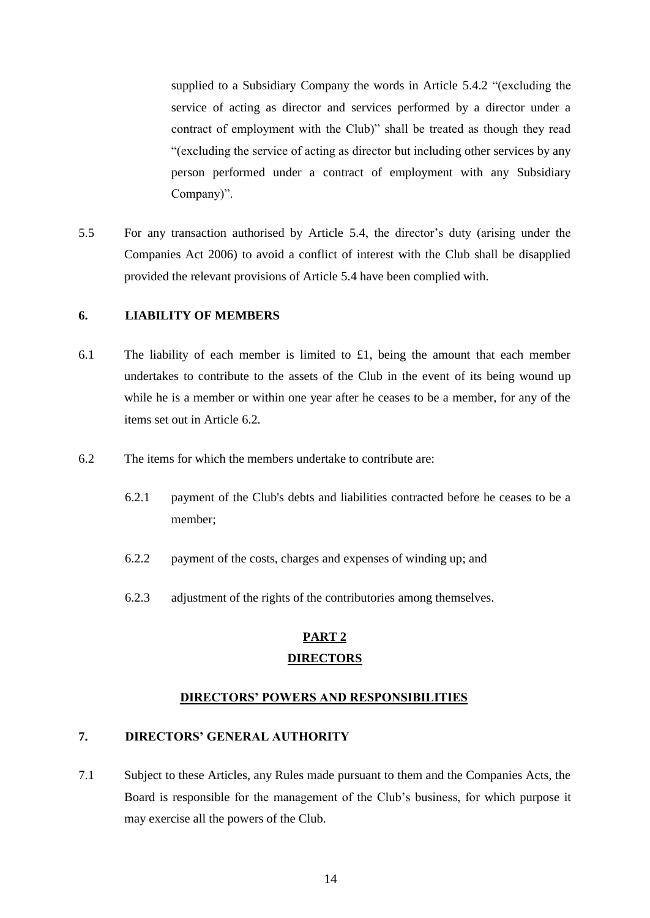supplied to a Subsidiary Company the words in Article 5.4.2 "(excluding the service of acting as director and services performed by a director under a contract of employment with the Club)" shall be treated as though they read "(excluding the service of acting as director but including other services by any person performed under a contract of employment with any Subsidiary Company)".

5.5 For any transaction authorised by Article 5.4, the director's duty (arising under the Companies Act 2006) to avoid a conflict of interest with the Club shall be disapplied provided the relevant provisions of Article 5.4 have been complied with.

**6. LIABILITY OF MEMBERS**

6.1 The liability of each member is limited to £1, being the amount that each member undertakes to contribute to the assets of the Club in the event of its being wound up while he is a member or within one year after he ceases to be a member, for any of the items set out in Article 6.2.

6.2 The items for which the members undertake to contribute are:

6.2.1 payment of the Club's debts and liabilities contracted before he ceases to be a member;

6.2.2 payment of the costs, charges and expenses of winding up; and

6.2.3 adjustment of the rights of the contributories among themselves.

## PART 2
## DIRECTORS

### DIRECTORS' POWERS AND RESPONSIBILITIES

**7. DIRECTORS' GENERAL AUTHORITY**

7.1 Subject to these Articles, any Rules made pursuant to them and the Companies Acts, the Board is responsible for the management of the Club's business, for which purpose it may exercise all the powers of the Club.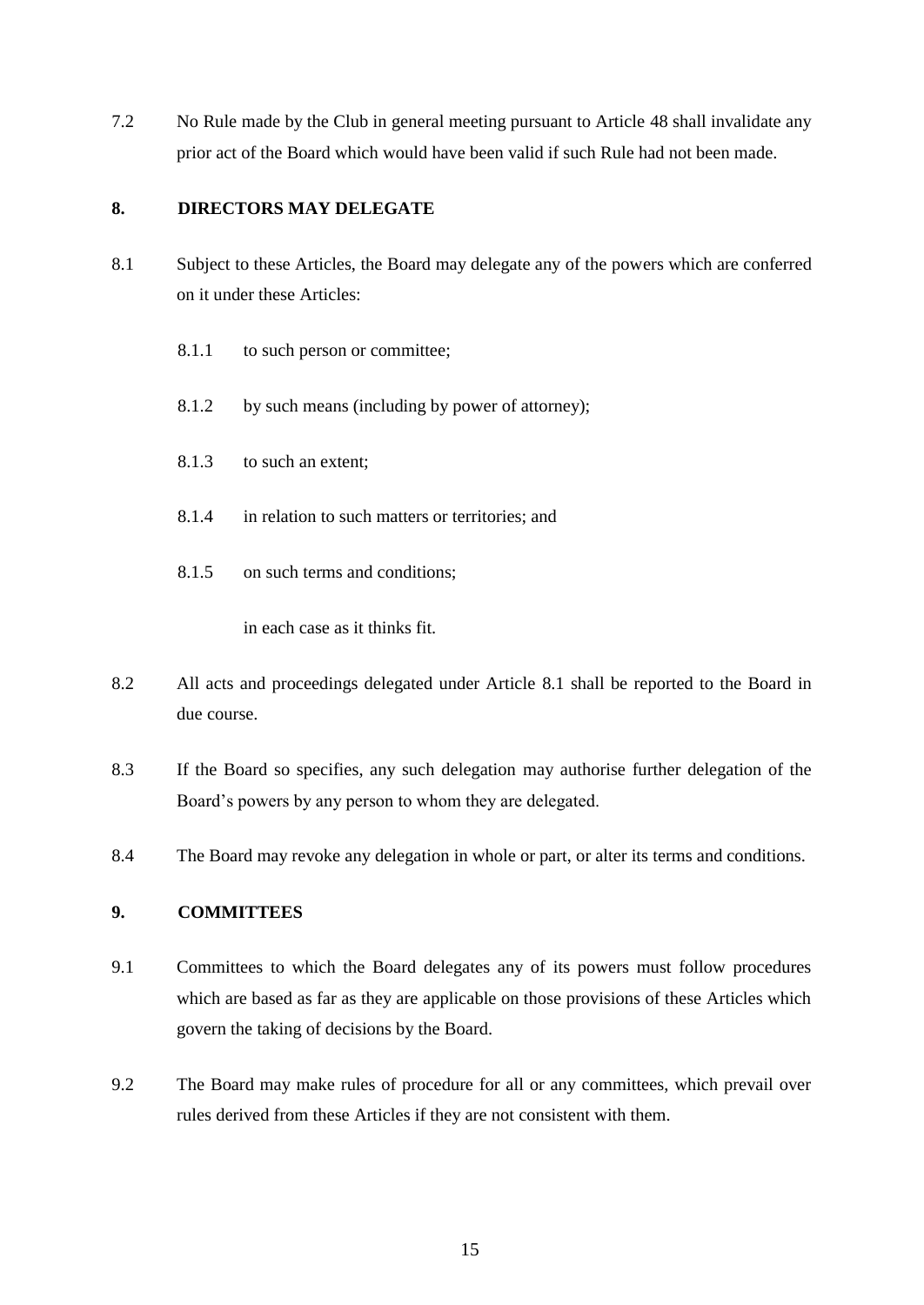7.2 No Rule made by the Club in general meeting pursuant to Article 48 shall invalidate any prior act of the Board which would have been valid if such Rule had not been made.

## 8. DIRECTORS MAY DELEGATE

8.1 Subject to these Articles, the Board may delegate any of the powers which are conferred on it under these Articles:

- 8.1.1 to such person or committee;
- 8.1.2 by such means (including by power of attorney);
- 8.1.3 to such an extent;
- 8.1.4 in relation to such matters or territories; and
- 8.1.5 on such terms and conditions;

in each case as it thinks fit.

8.2 All acts and proceedings delegated under Article 8.1 shall be reported to the Board in due course.

8.3 If the Board so specifies, any such delegation may authorise further delegation of the Board's powers by any person to whom they are delegated.

8.4 The Board may revoke any delegation in whole or part, or alter its terms and conditions.

## 9. COMMITTEES

9.1 Committees to which the Board delegates any of its powers must follow procedures which are based as far as they are applicable on those provisions of these Articles which govern the taking of decisions by the Board.

9.2 The Board may make rules of procedure for all or any committees, which prevail over rules derived from these Articles if they are not consistent with them.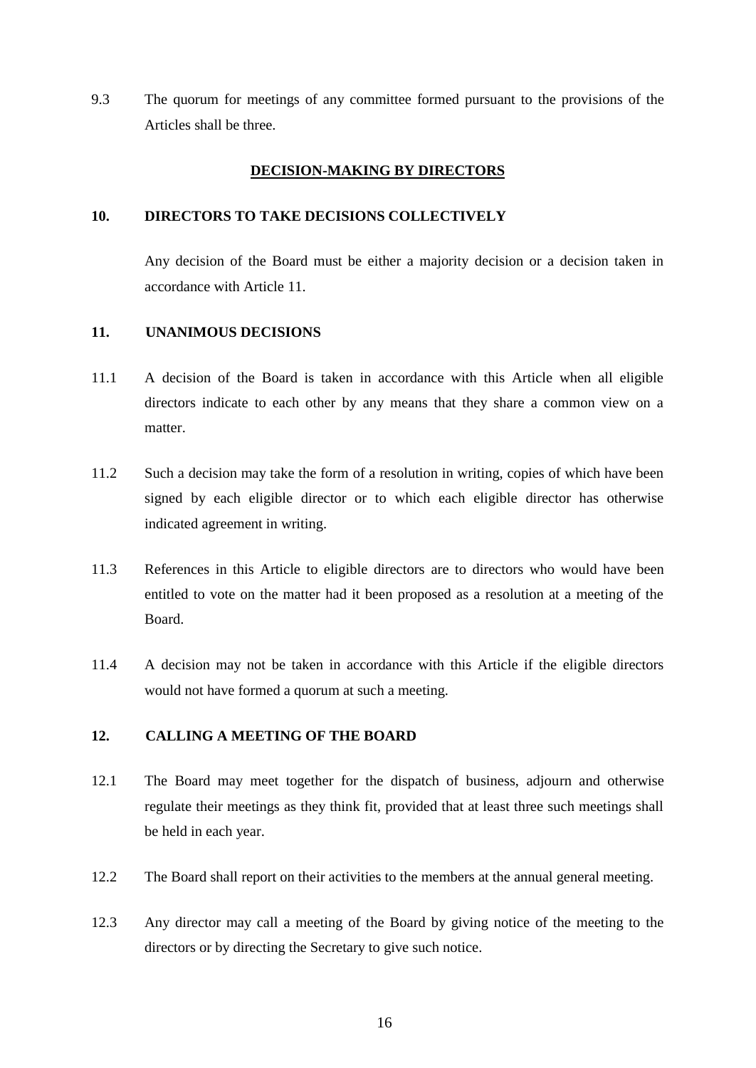9.3 The quorum for meetings of any committee formed pursuant to the provisions of the Articles shall be three.

## DECISION-MAKING BY DIRECTORS

### 10. DIRECTORS TO TAKE DECISIONS COLLECTIVELY

Any decision of the Board must be either a majority decision or a decision taken in accordance with Article 11.

### 11. UNANIMOUS DECISIONS

11.1 A decision of the Board is taken in accordance with this Article when all eligible directors indicate to each other by any means that they share a common view on a matter.

11.2 Such a decision may take the form of a resolution in writing, copies of which have been signed by each eligible director or to which each eligible director has otherwise indicated agreement in writing.

11.3 References in this Article to eligible directors are to directors who would have been entitled to vote on the matter had it been proposed as a resolution at a meeting of the Board.

11.4 A decision may not be taken in accordance with this Article if the eligible directors would not have formed a quorum at such a meeting.

### 12. CALLING A MEETING OF THE BOARD

12.1 The Board may meet together for the dispatch of business, adjourn and otherwise regulate their meetings as they think fit, provided that at least three such meetings shall be held in each year.

12.2 The Board shall report on their activities to the members at the annual general meeting.

12.3 Any director may call a meeting of the Board by giving notice of the meeting to the directors or by directing the Secretary to give such notice.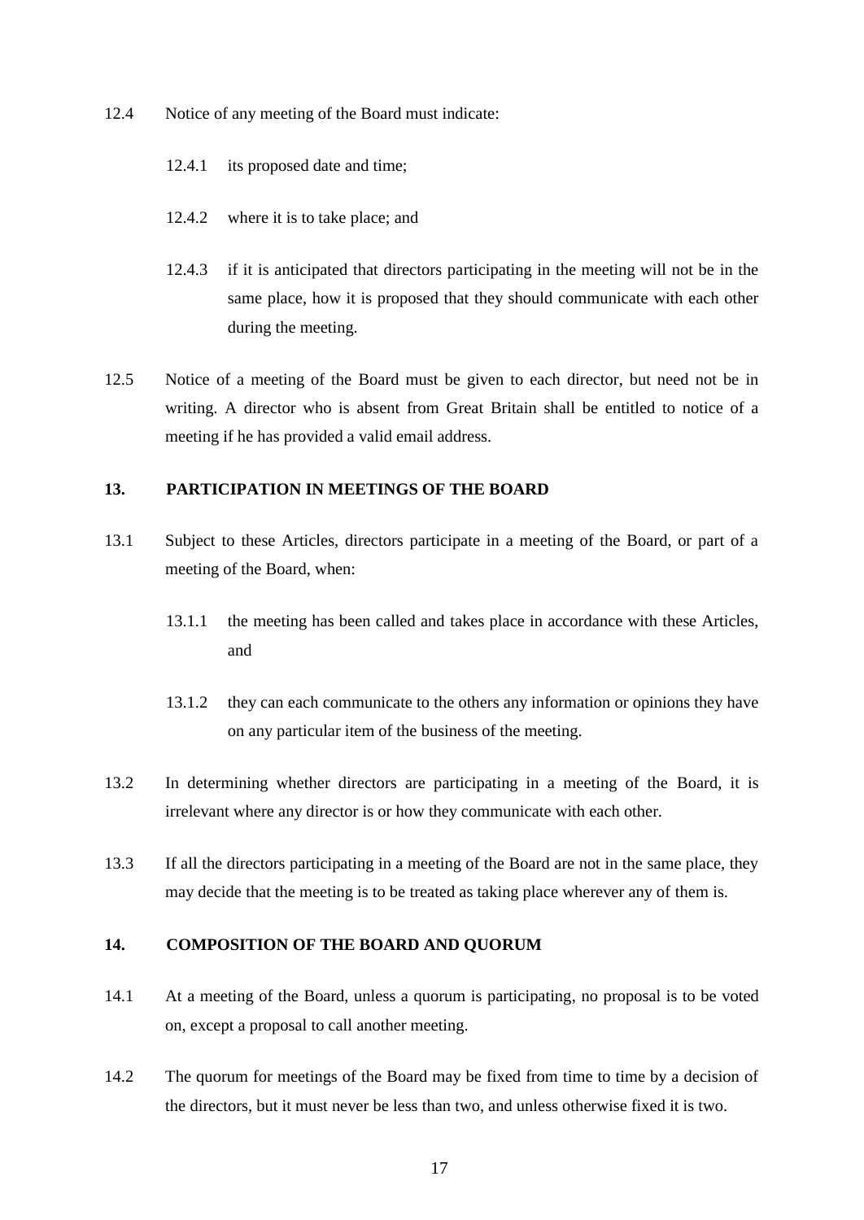12.4 Notice of any meeting of the Board must indicate:

12.4.1 its proposed date and time;

12.4.2 where it is to take place; and

12.4.3 if it is anticipated that directors participating in the meeting will not be in the same place, how it is proposed that they should communicate with each other during the meeting.

12.5 Notice of a meeting of the Board must be given to each director, but need not be in writing. A director who is absent from Great Britain shall be entitled to notice of a meeting if he has provided a valid email address.

## 13. PARTICIPATION IN MEETINGS OF THE BOARD

13.1 Subject to these Articles, directors participate in a meeting of the Board, or part of a meeting of the Board, when:

13.1.1 the meeting has been called and takes place in accordance with these Articles, and

13.1.2 they can each communicate to the others any information or opinions they have on any particular item of the business of the meeting.

13.2 In determining whether directors are participating in a meeting of the Board, it is irrelevant where any director is or how they communicate with each other.

13.3 If all the directors participating in a meeting of the Board are not in the same place, they may decide that the meeting is to be treated as taking place wherever any of them is.

## 14. COMPOSITION OF THE BOARD AND QUORUM

14.1 At a meeting of the Board, unless a quorum is participating, no proposal is to be voted on, except a proposal to call another meeting.

14.2 The quorum for meetings of the Board may be fixed from time to time by a decision of the directors, but it must never be less than two, and unless otherwise fixed it is two.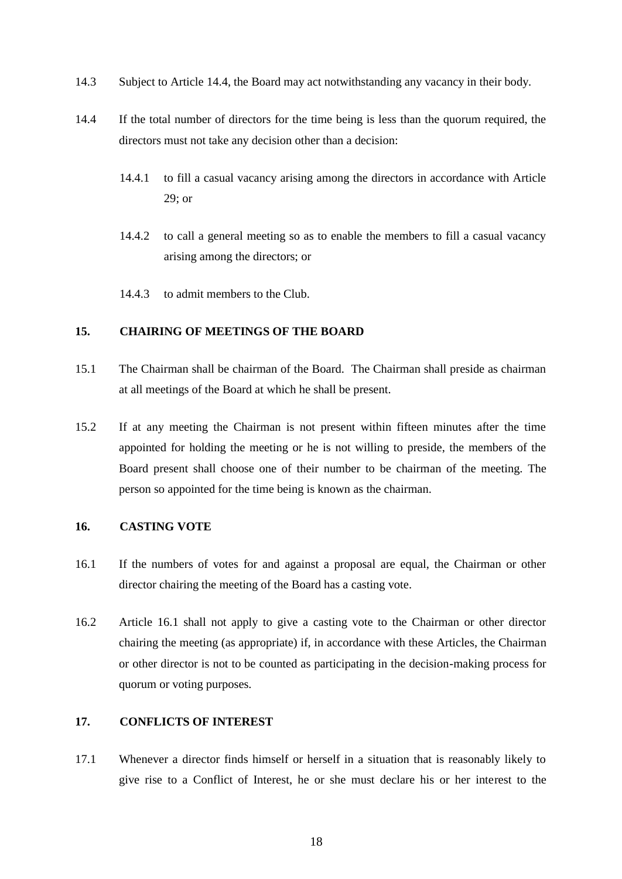14.3 Subject to Article 14.4, the Board may act notwithstanding any vacancy in their body.

14.4 If the total number of directors for the time being is less than the quorum required, the directors must not take any decision other than a decision:

14.4.1 to fill a casual vacancy arising among the directors in accordance with Article 29; or

14.4.2 to call a general meeting so as to enable the members to fill a casual vacancy arising among the directors; or

14.4.3 to admit members to the Club.

## 15. CHAIRING OF MEETINGS OF THE BOARD

15.1 The Chairman shall be chairman of the Board. The Chairman shall preside as chairman at all meetings of the Board at which he shall be present.

15.2 If at any meeting the Chairman is not present within fifteen minutes after the time appointed for holding the meeting or he is not willing to preside, the members of the Board present shall choose one of their number to be chairman of the meeting. The person so appointed for the time being is known as the chairman.

## 16. CASTING VOTE

16.1 If the numbers of votes for and against a proposal are equal, the Chairman or other director chairing the meeting of the Board has a casting vote.

16.2 Article 16.1 shall not apply to give a casting vote to the Chairman or other director chairing the meeting (as appropriate) if, in accordance with these Articles, the Chairman or other director is not to be counted as participating in the decision-making process for quorum or voting purposes.

## 17. CONFLICTS OF INTEREST

17.1 Whenever a director finds himself or herself in a situation that is reasonably likely to give rise to a Conflict of Interest, he or she must declare his or her interest to the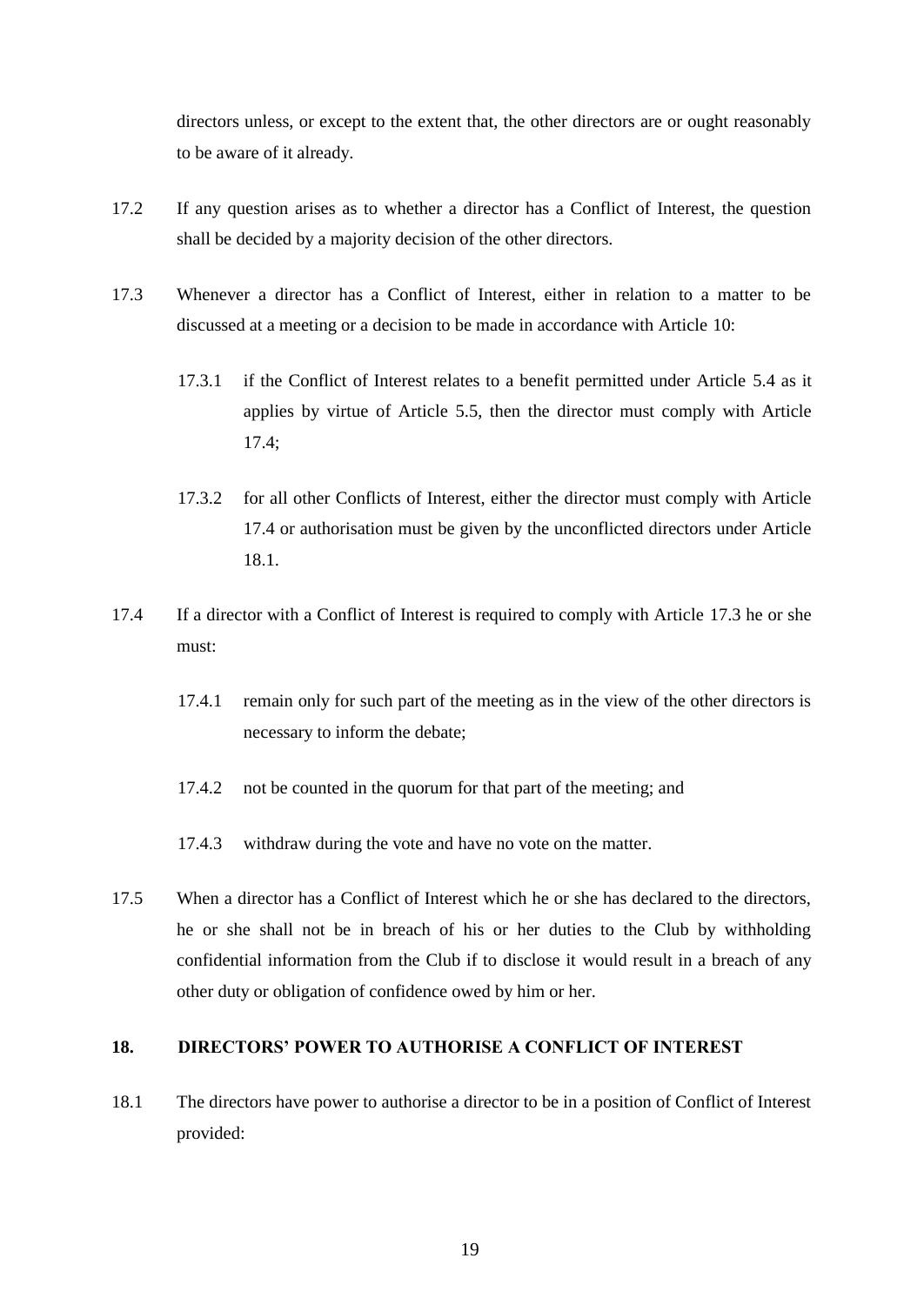directors unless, or except to the extent that, the other directors are or ought reasonably to be aware of it already.

17.2 If any question arises as to whether a director has a Conflict of Interest, the question shall be decided by a majority decision of the other directors.

17.3 Whenever a director has a Conflict of Interest, either in relation to a matter to be discussed at a meeting or a decision to be made in accordance with Article 10:

17.3.1 if the Conflict of Interest relates to a benefit permitted under Article 5.4 as it applies by virtue of Article 5.5, then the director must comply with Article 17.4;

17.3.2 for all other Conflicts of Interest, either the director must comply with Article 17.4 or authorisation must be given by the unconflicted directors under Article 18.1.

17.4 If a director with a Conflict of Interest is required to comply with Article 17.3 he or she must:

17.4.1 remain only for such part of the meeting as in the view of the other directors is necessary to inform the debate;

17.4.2 not be counted in the quorum for that part of the meeting; and

17.4.3 withdraw during the vote and have no vote on the matter.

17.5 When a director has a Conflict of Interest which he or she has declared to the directors, he or she shall not be in breach of his or her duties to the Club by withholding confidential information from the Club if to disclose it would result in a breach of any other duty or obligation of confidence owed by him or her.

## 18. DIRECTORS' POWER TO AUTHORISE A CONFLICT OF INTEREST

18.1 The directors have power to authorise a director to be in a position of Conflict of Interest provided: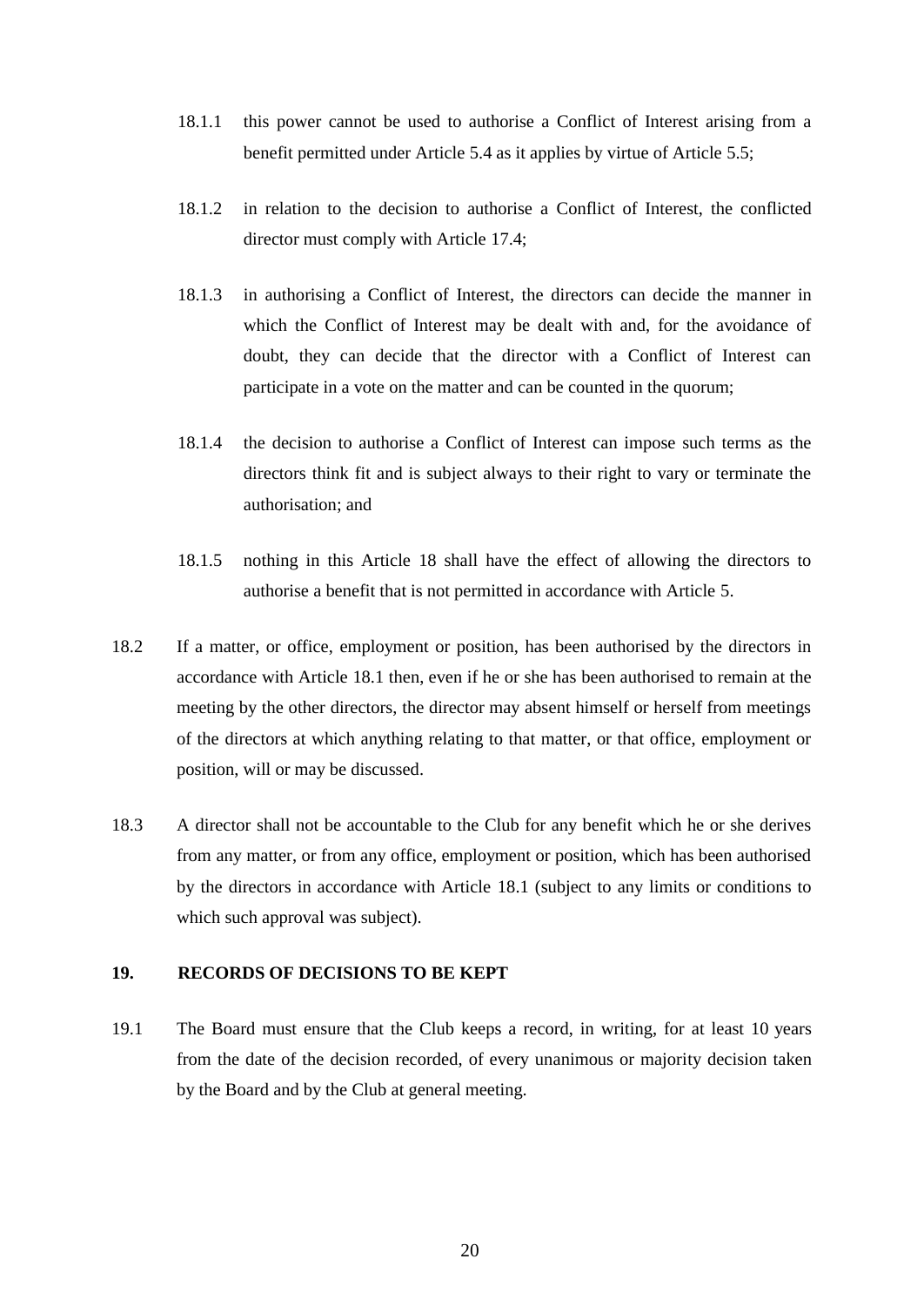18.1.1 this power cannot be used to authorise a Conflict of Interest arising from a benefit permitted under Article 5.4 as it applies by virtue of Article 5.5;

18.1.2 in relation to the decision to authorise a Conflict of Interest, the conflicted director must comply with Article 17.4;

18.1.3 in authorising a Conflict of Interest, the directors can decide the manner in which the Conflict of Interest may be dealt with and, for the avoidance of doubt, they can decide that the director with a Conflict of Interest can participate in a vote on the matter and can be counted in the quorum;

18.1.4 the decision to authorise a Conflict of Interest can impose such terms as the directors think fit and is subject always to their right to vary or terminate the authorisation; and

18.1.5 nothing in this Article 18 shall have the effect of allowing the directors to authorise a benefit that is not permitted in accordance with Article 5.

18.2 If a matter, or office, employment or position, has been authorised by the directors in accordance with Article 18.1 then, even if he or she has been authorised to remain at the meeting by the other directors, the director may absent himself or herself from meetings of the directors at which anything relating to that matter, or that office, employment or position, will or may be discussed.

18.3 A director shall not be accountable to the Club for any benefit which he or she derives from any matter, or from any office, employment or position, which has been authorised by the directors in accordance with Article 18.1 (subject to any limits or conditions to which such approval was subject).

## 19. RECORDS OF DECISIONS TO BE KEPT

19.1 The Board must ensure that the Club keeps a record, in writing, for at least 10 years from the date of the decision recorded, of every unanimous or majority decision taken by the Board and by the Club at general meeting.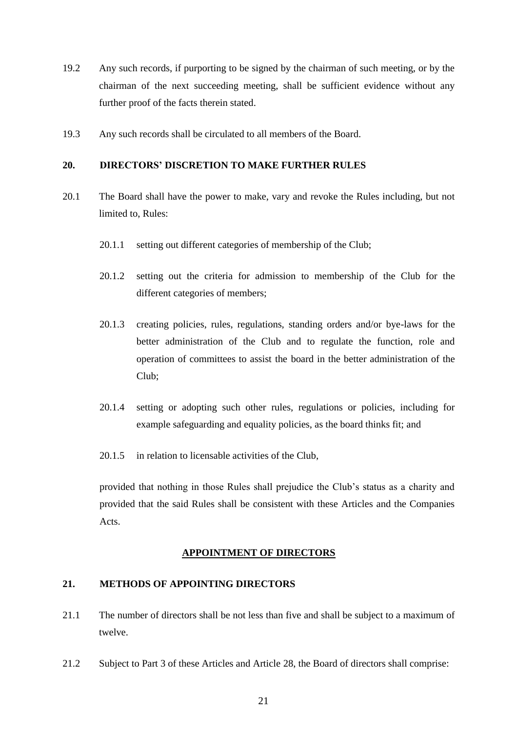19.2 Any such records, if purporting to be signed by the chairman of such meeting, or by the chairman of the next succeeding meeting, shall be sufficient evidence without any further proof of the facts therein stated.

19.3 Any such records shall be circulated to all members of the Board.

## 20. DIRECTORS' DISCRETION TO MAKE FURTHER RULES

20.1 The Board shall have the power to make, vary and revoke the Rules including, but not limited to, Rules:

20.1.1 setting out different categories of membership of the Club;

20.1.2 setting out the criteria for admission to membership of the Club for the different categories of members;

20.1.3 creating policies, rules, regulations, standing orders and/or bye-laws for the better administration of the Club and to regulate the function, role and operation of committees to assist the board in the better administration of the Club;

20.1.4 setting or adopting such other rules, regulations or policies, including for example safeguarding and equality policies, as the board thinks fit; and

20.1.5 in relation to licensable activities of the Club,

provided that nothing in those Rules shall prejudice the Club's status as a charity and provided that the said Rules shall be consistent with these Articles and the Companies Acts.

## APPOINTMENT OF DIRECTORS

## 21. METHODS OF APPOINTING DIRECTORS

21.1 The number of directors shall be not less than five and shall be subject to a maximum of twelve.

21.2 Subject to Part 3 of these Articles and Article 28, the Board of directors shall comprise: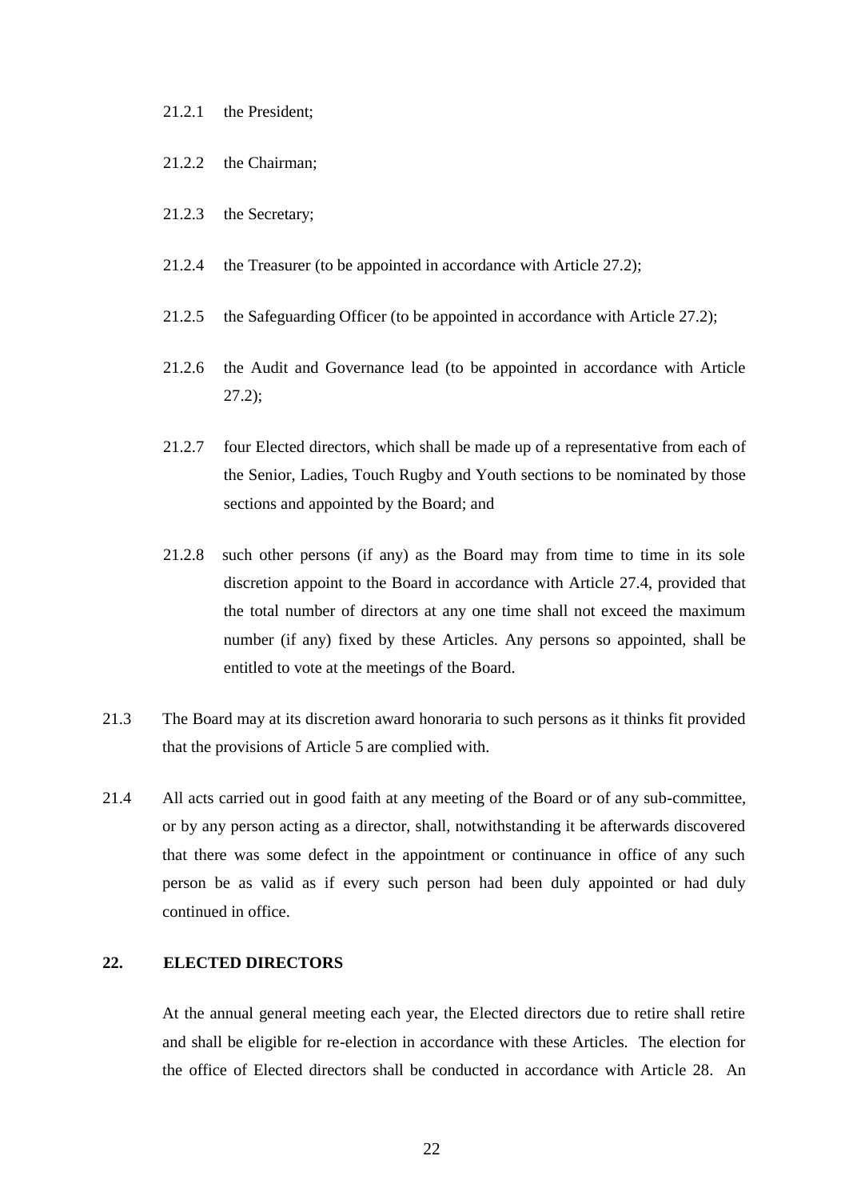21.2.1 the President;

21.2.2 the Chairman;

21.2.3 the Secretary;

21.2.4 the Treasurer (to be appointed in accordance with Article 27.2);

21.2.5 the Safeguarding Officer (to be appointed in accordance with Article 27.2);

21.2.6 the Audit and Governance lead (to be appointed in accordance with Article 27.2);

21.2.7 four Elected directors, which shall be made up of a representative from each of the Senior, Ladies, Touch Rugby and Youth sections to be nominated by those sections and appointed by the Board; and

21.2.8 such other persons (if any) as the Board may from time to time in its sole discretion appoint to the Board in accordance with Article 27.4, provided that the total number of directors at any one time shall not exceed the maximum number (if any) fixed by these Articles. Any persons so appointed, shall be entitled to vote at the meetings of the Board.

21.3 The Board may at its discretion award honoraria to such persons as it thinks fit provided that the provisions of Article 5 are complied with.

21.4 All acts carried out in good faith at any meeting of the Board or of any sub-committee, or by any person acting as a director, shall, notwithstanding it be afterwards discovered that there was some defect in the appointment or continuance in office of any such person be as valid as if every such person had been duly appointed or had duly continued in office.

## 22. ELECTED DIRECTORS

At the annual general meeting each year, the Elected directors due to retire shall retire and shall be eligible for re-election in accordance with these Articles. The election for the office of Elected directors shall be conducted in accordance with Article 28. An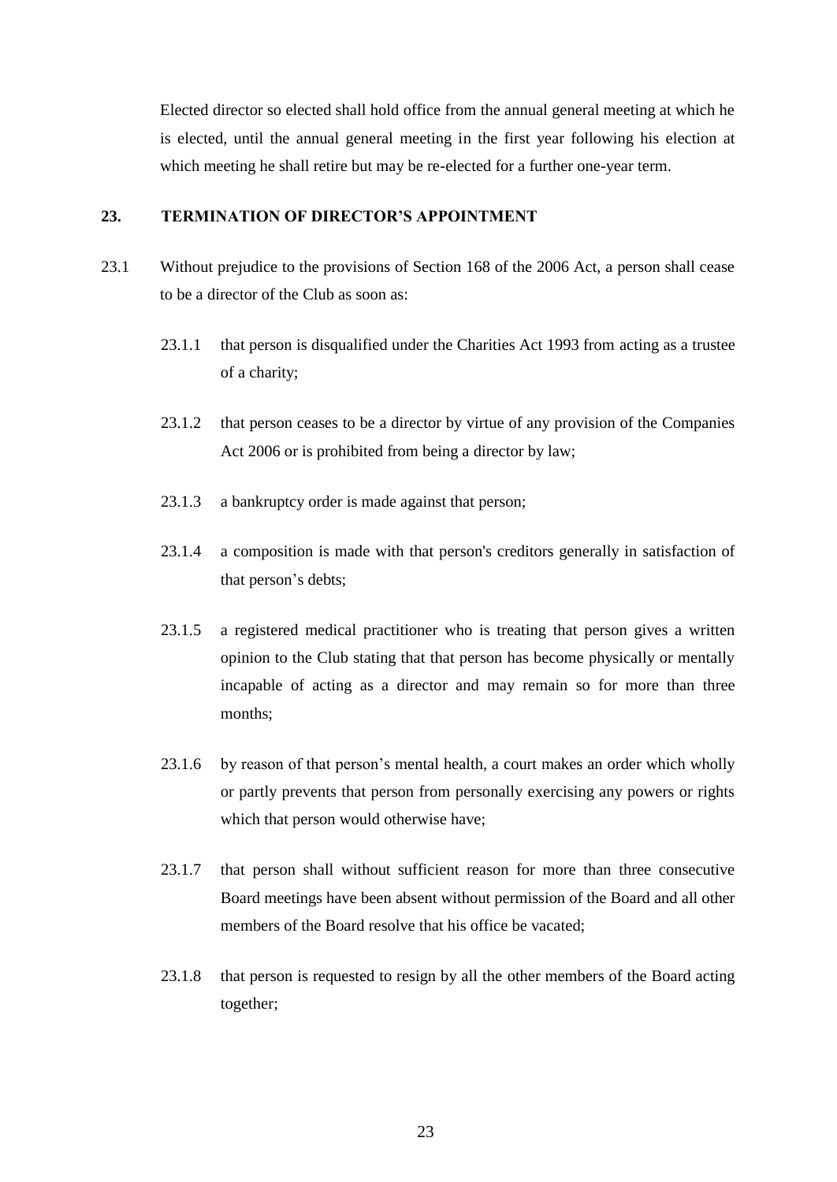Elected director so elected shall hold office from the annual general meeting at which he is elected, until the annual general meeting in the first year following his election at which meeting he shall retire but may be re-elected for a further one-year term.

## 23. TERMINATION OF DIRECTOR'S APPOINTMENT

23.1 Without prejudice to the provisions of Section 168 of the 2006 Act, a person shall cease to be a director of the Club as soon as:

23.1.1 that person is disqualified under the Charities Act 1993 from acting as a trustee of a charity;

23.1.2 that person ceases to be a director by virtue of any provision of the Companies Act 2006 or is prohibited from being a director by law;

23.1.3 a bankruptcy order is made against that person;

23.1.4 a composition is made with that person's creditors generally in satisfaction of that person's debts;

23.1.5 a registered medical practitioner who is treating that person gives a written opinion to the Club stating that that person has become physically or mentally incapable of acting as a director and may remain so for more than three months;

23.1.6 by reason of that person's mental health, a court makes an order which wholly or partly prevents that person from personally exercising any powers or rights which that person would otherwise have;

23.1.7 that person shall without sufficient reason for more than three consecutive Board meetings have been absent without permission of the Board and all other members of the Board resolve that his office be vacated;

23.1.8 that person is requested to resign by all the other members of the Board acting together;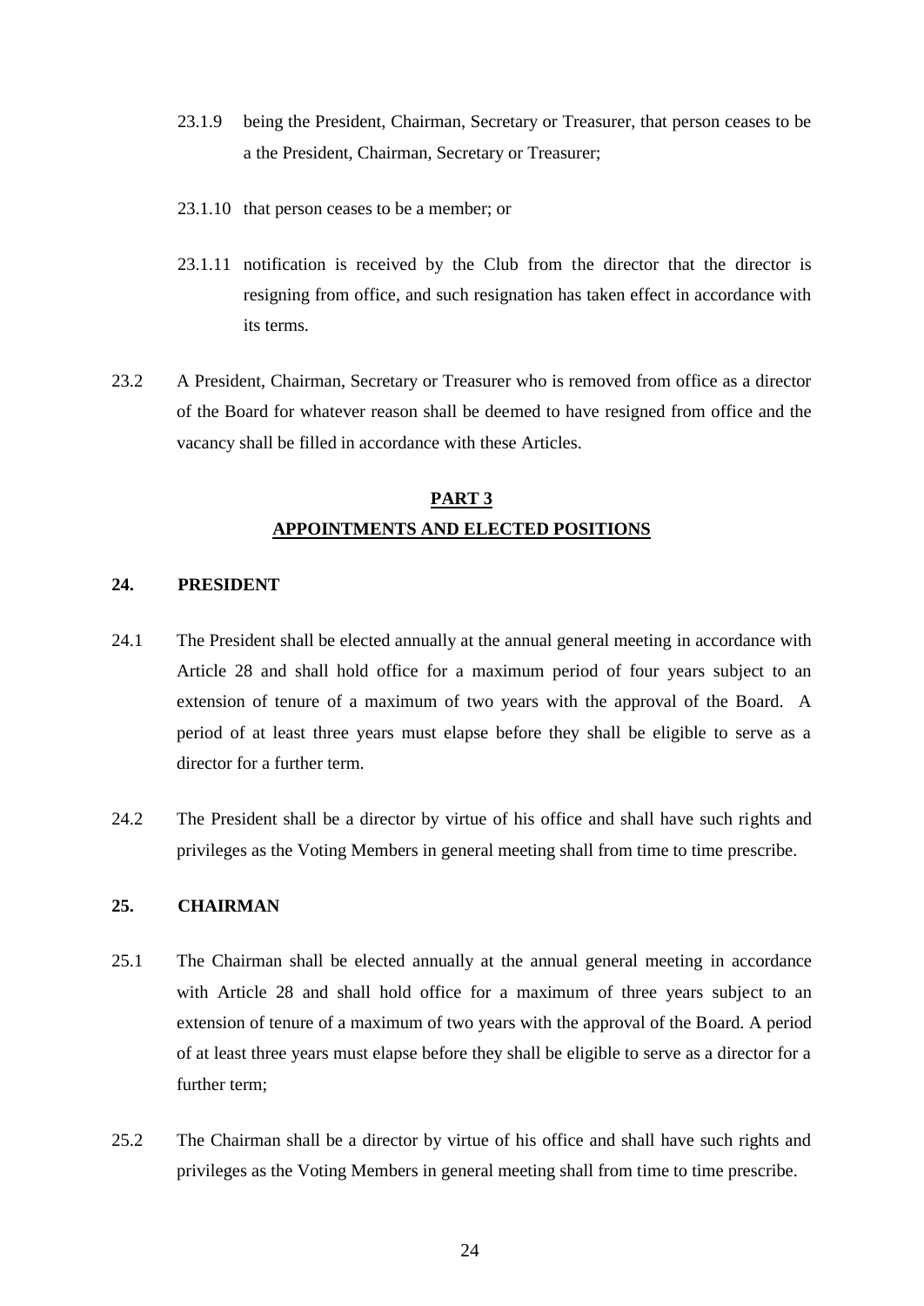23.1.9 being the President, Chairman, Secretary or Treasurer, that person ceases to be a the President, Chairman, Secretary or Treasurer;

23.1.10 that person ceases to be a member; or

23.1.11 notification is received by the Club from the director that the director is resigning from office, and such resignation has taken effect in accordance with its terms.

23.2 A President, Chairman, Secretary or Treasurer who is removed from office as a director of the Board for whatever reason shall be deemed to have resigned from office and the vacancy shall be filled in accordance with these Articles.

## PART 3
## APPOINTMENTS AND ELECTED POSITIONS

### 24. PRESIDENT

24.1 The President shall be elected annually at the annual general meeting in accordance with Article 28 and shall hold office for a maximum period of four years subject to an extension of tenure of a maximum of two years with the approval of the Board. A period of at least three years must elapse before they shall be eligible to serve as a director for a further term.

24.2 The President shall be a director by virtue of his office and shall have such rights and privileges as the Voting Members in general meeting shall from time to time prescribe.

### 25. CHAIRMAN

25.1 The Chairman shall be elected annually at the annual general meeting in accordance with Article 28 and shall hold office for a maximum of three years subject to an extension of tenure of a maximum of two years with the approval of the Board. A period of at least three years must elapse before they shall be eligible to serve as a director for a further term;

25.2 The Chairman shall be a director by virtue of his office and shall have such rights and privileges as the Voting Members in general meeting shall from time to time prescribe.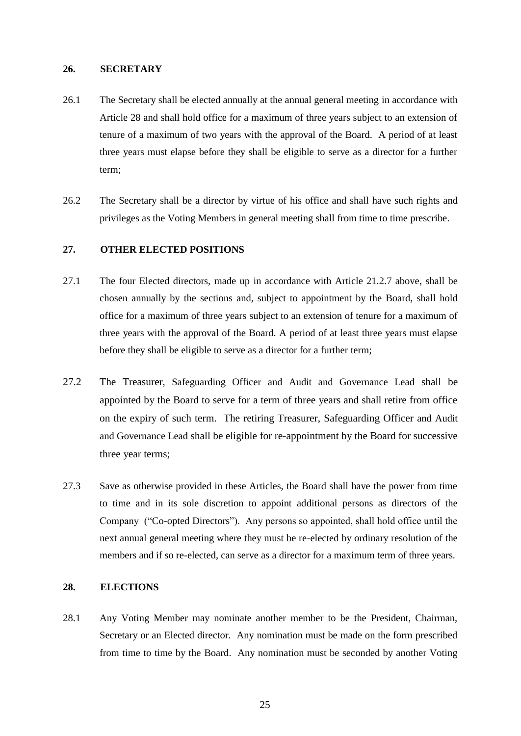## 26. SECRETARY

26.1 The Secretary shall be elected annually at the annual general meeting in accordance with Article 28 and shall hold office for a maximum of three years subject to an extension of tenure of a maximum of two years with the approval of the Board. A period of at least three years must elapse before they shall be eligible to serve as a director for a further term;

26.2 The Secretary shall be a director by virtue of his office and shall have such rights and privileges as the Voting Members in general meeting shall from time to time prescribe.

## 27. OTHER ELECTED POSITIONS

27.1 The four Elected directors, made up in accordance with Article 21.2.7 above, shall be chosen annually by the sections and, subject to appointment by the Board, shall hold office for a maximum of three years subject to an extension of tenure for a maximum of three years with the approval of the Board. A period of at least three years must elapse before they shall be eligible to serve as a director for a further term;

27.2 The Treasurer, Safeguarding Officer and Audit and Governance Lead shall be appointed by the Board to serve for a term of three years and shall retire from office on the expiry of such term. The retiring Treasurer, Safeguarding Officer and Audit and Governance Lead shall be eligible for re-appointment by the Board for successive three year terms;

27.3 Save as otherwise provided in these Articles, the Board shall have the power from time to time and in its sole discretion to appoint additional persons as directors of the Company ("Co-opted Directors"). Any persons so appointed, shall hold office until the next annual general meeting where they must be re-elected by ordinary resolution of the members and if so re-elected, can serve as a director for a maximum term of three years.

## 28. ELECTIONS

28.1 Any Voting Member may nominate another member to be the President, Chairman, Secretary or an Elected director. Any nomination must be made on the form prescribed from time to time by the Board. Any nomination must be seconded by another Voting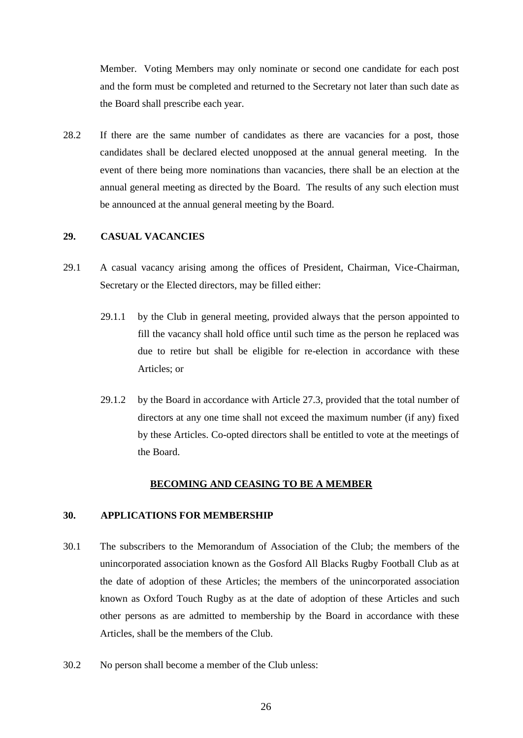Member. Voting Members may only nominate or second one candidate for each post and the form must be completed and returned to the Secretary not later than such date as the Board shall prescribe each year.

28.2 If there are the same number of candidates as there are vacancies for a post, those candidates shall be declared elected unopposed at the annual general meeting. In the event of there being more nominations than vacancies, there shall be an election at the annual general meeting as directed by the Board. The results of any such election must be announced at the annual general meeting by the Board.

**29. CASUAL VACANCIES**

29.1 A casual vacancy arising among the offices of President, Chairman, Vice-Chairman, Secretary or the Elected directors, may be filled either:

29.1.1 by the Club in general meeting, provided always that the person appointed to fill the vacancy shall hold office until such time as the person he replaced was due to retire but shall be eligible for re-election in accordance with these Articles; or

29.1.2 by the Board in accordance with Article 27.3, provided that the total number of directors at any one time shall not exceed the maximum number (if any) fixed by these Articles. Co-opted directors shall be entitled to vote at the meetings of the Board.

**BECOMING AND CEASING TO BE A MEMBER**

**30. APPLICATIONS FOR MEMBERSHIP**

30.1 The subscribers to the Memorandum of Association of the Club; the members of the unincorporated association known as the Gosford All Blacks Rugby Football Club as at the date of adoption of these Articles; the members of the unincorporated association known as Oxford Touch Rugby as at the date of adoption of these Articles and such other persons as are admitted to membership by the Board in accordance with these Articles, shall be the members of the Club.

30.2 No person shall become a member of the Club unless: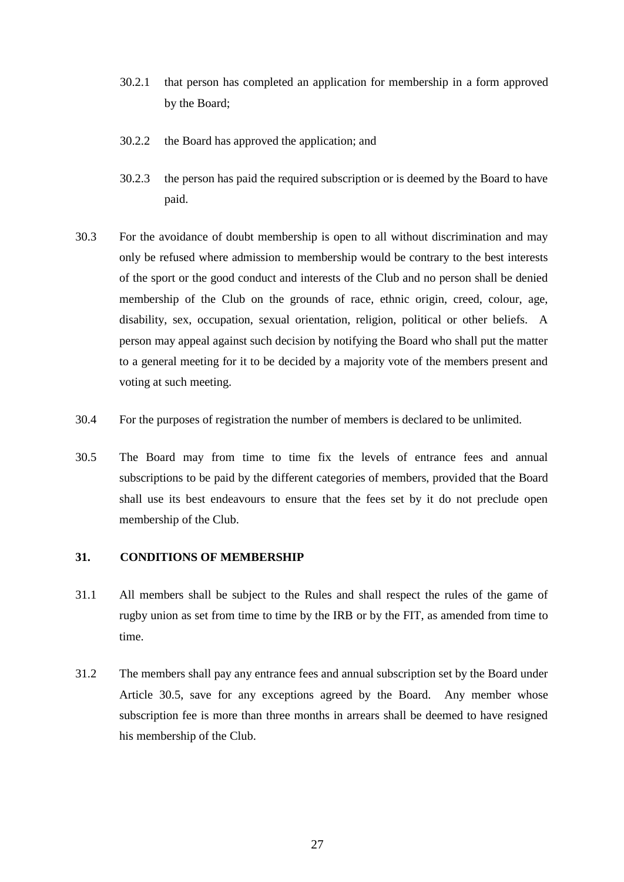30.2.1 that person has completed an application for membership in a form approved by the Board;

30.2.2 the Board has approved the application; and

30.2.3 the person has paid the required subscription or is deemed by the Board to have paid.

30.3 For the avoidance of doubt membership is open to all without discrimination and may only be refused where admission to membership would be contrary to the best interests of the sport or the good conduct and interests of the Club and no person shall be denied membership of the Club on the grounds of race, ethnic origin, creed, colour, age, disability, sex, occupation, sexual orientation, religion, political or other beliefs. A person may appeal against such decision by notifying the Board who shall put the matter to a general meeting for it to be decided by a majority vote of the members present and voting at such meeting.

30.4 For the purposes of registration the number of members is declared to be unlimited.

30.5 The Board may from time to time fix the levels of entrance fees and annual subscriptions to be paid by the different categories of members, provided that the Board shall use its best endeavours to ensure that the fees set by it do not preclude open membership of the Club.

## 31. CONDITIONS OF MEMBERSHIP

31.1 All members shall be subject to the Rules and shall respect the rules of the game of rugby union as set from time to time by the IRB or by the FIT, as amended from time to time.

31.2 The members shall pay any entrance fees and annual subscription set by the Board under Article 30.5, save for any exceptions agreed by the Board. Any member whose subscription fee is more than three months in arrears shall be deemed to have resigned his membership of the Club.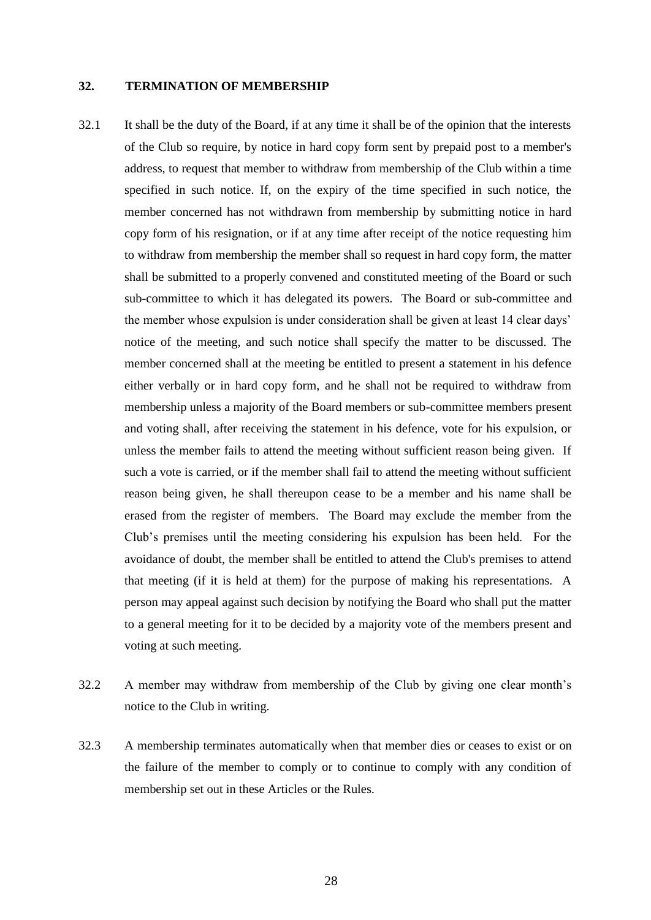## 32. TERMINATION OF MEMBERSHIP

32.1 It shall be the duty of the Board, if at any time it shall be of the opinion that the interests of the Club so require, by notice in hard copy form sent by prepaid post to a member's address, to request that member to withdraw from membership of the Club within a time specified in such notice. If, on the expiry of the time specified in such notice, the member concerned has not withdrawn from membership by submitting notice in hard copy form of his resignation, or if at any time after receipt of the notice requesting him to withdraw from membership the member shall so request in hard copy form, the matter shall be submitted to a properly convened and constituted meeting of the Board or such sub-committee to which it has delegated its powers. The Board or sub-committee and the member whose expulsion is under consideration shall be given at least 14 clear days' notice of the meeting, and such notice shall specify the matter to be discussed. The member concerned shall at the meeting be entitled to present a statement in his defence either verbally or in hard copy form, and he shall not be required to withdraw from membership unless a majority of the Board members or sub-committee members present and voting shall, after receiving the statement in his defence, vote for his expulsion, or unless the member fails to attend the meeting without sufficient reason being given. If such a vote is carried, or if the member shall fail to attend the meeting without sufficient reason being given, he shall thereupon cease to be a member and his name shall be erased from the register of members. The Board may exclude the member from the Club's premises until the meeting considering his expulsion has been held. For the avoidance of doubt, the member shall be entitled to attend the Club's premises to attend that meeting (if it is held at them) for the purpose of making his representations. A person may appeal against such decision by notifying the Board who shall put the matter to a general meeting for it to be decided by a majority vote of the members present and voting at such meeting.

32.2 A member may withdraw from membership of the Club by giving one clear month's notice to the Club in writing.

32.3 A membership terminates automatically when that member dies or ceases to exist or on the failure of the member to comply or to continue to comply with any condition of membership set out in these Articles or the Rules.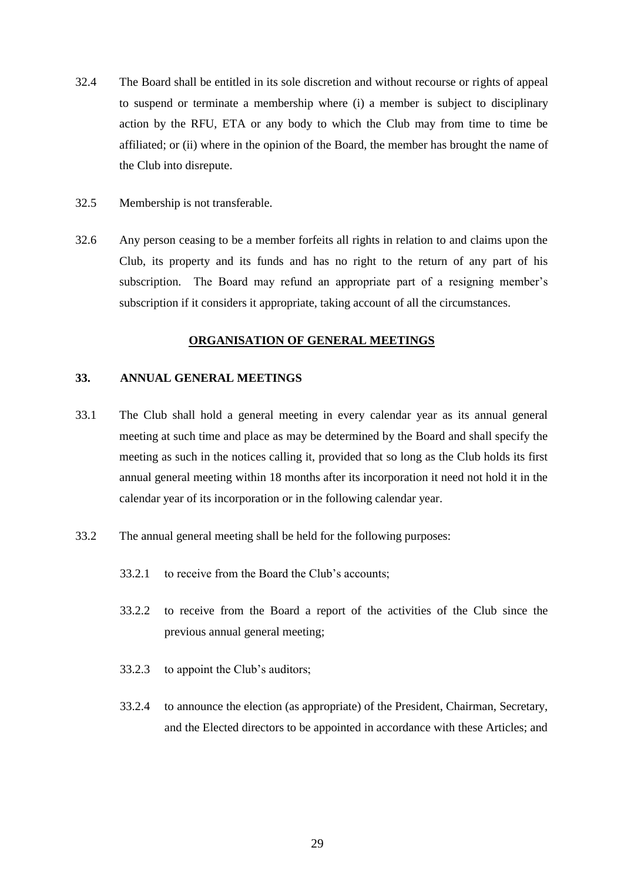32.4 The Board shall be entitled in its sole discretion and without recourse or rights of appeal to suspend or terminate a membership where (i) a member is subject to disciplinary action by the RFU, ETA or any body to which the Club may from time to time be affiliated; or (ii) where in the opinion of the Board, the member has brought the name of the Club into disrepute.

32.5 Membership is not transferable.

32.6 Any person ceasing to be a member forfeits all rights in relation to and claims upon the Club, its property and its funds and has no right to the return of any part of his subscription. The Board may refund an appropriate part of a resigning member's subscription if it considers it appropriate, taking account of all the circumstances.

## ORGANISATION OF GENERAL MEETINGS

### 33. ANNUAL GENERAL MEETINGS

33.1 The Club shall hold a general meeting in every calendar year as its annual general meeting at such time and place as may be determined by the Board and shall specify the meeting as such in the notices calling it, provided that so long as the Club holds its first annual general meeting within 18 months after its incorporation it need not hold it in the calendar year of its incorporation or in the following calendar year.

33.2 The annual general meeting shall be held for the following purposes:

- 33.2.1 to receive from the Board the Club's accounts;
- 33.2.2 to receive from the Board a report of the activities of the Club since the previous annual general meeting;
- 33.2.3 to appoint the Club's auditors;
- 33.2.4 to announce the election (as appropriate) of the President, Chairman, Secretary, and the Elected directors to be appointed in accordance with these Articles; and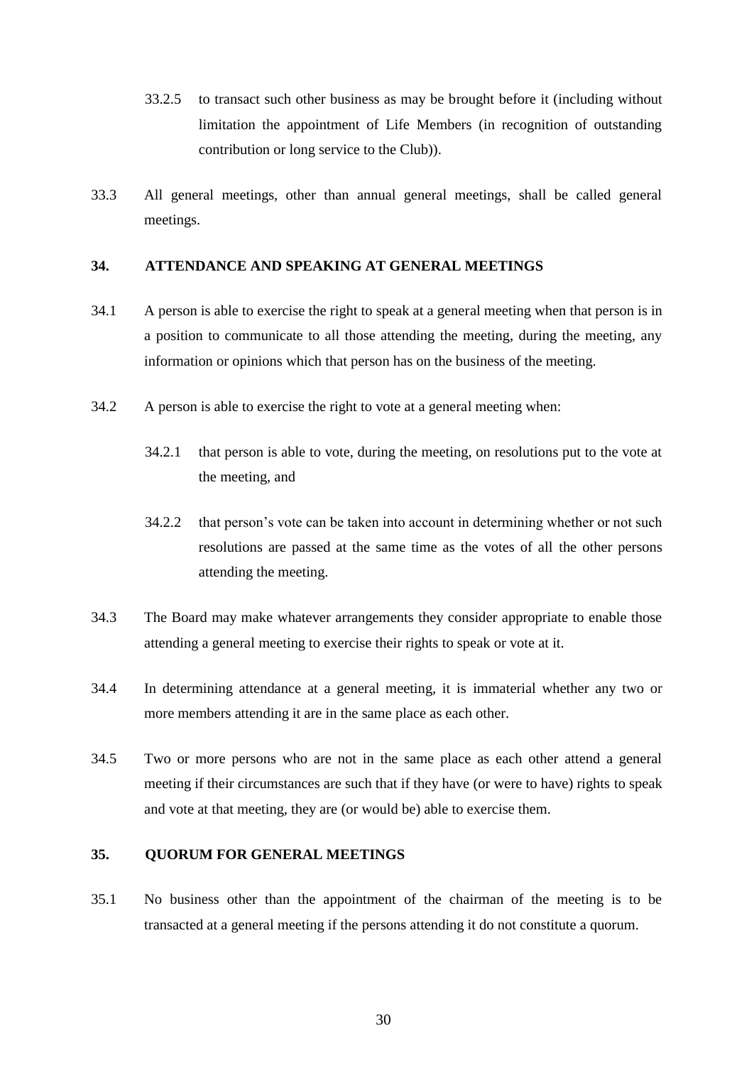33.2.5 to transact such other business as may be brought before it (including without limitation the appointment of Life Members (in recognition of outstanding contribution or long service to the Club)).

33.3 All general meetings, other than annual general meetings, shall be called general meetings.

## 34. ATTENDANCE AND SPEAKING AT GENERAL MEETINGS

34.1 A person is able to exercise the right to speak at a general meeting when that person is in a position to communicate to all those attending the meeting, during the meeting, any information or opinions which that person has on the business of the meeting.

34.2 A person is able to exercise the right to vote at a general meeting when:

34.2.1 that person is able to vote, during the meeting, on resolutions put to the vote at the meeting, and

34.2.2 that person's vote can be taken into account in determining whether or not such resolutions are passed at the same time as the votes of all the other persons attending the meeting.

34.3 The Board may make whatever arrangements they consider appropriate to enable those attending a general meeting to exercise their rights to speak or vote at it.

34.4 In determining attendance at a general meeting, it is immaterial whether any two or more members attending it are in the same place as each other.

34.5 Two or more persons who are not in the same place as each other attend a general meeting if their circumstances are such that if they have (or were to have) rights to speak and vote at that meeting, they are (or would be) able to exercise them.

## 35. QUORUM FOR GENERAL MEETINGS

35.1 No business other than the appointment of the chairman of the meeting is to be transacted at a general meeting if the persons attending it do not constitute a quorum.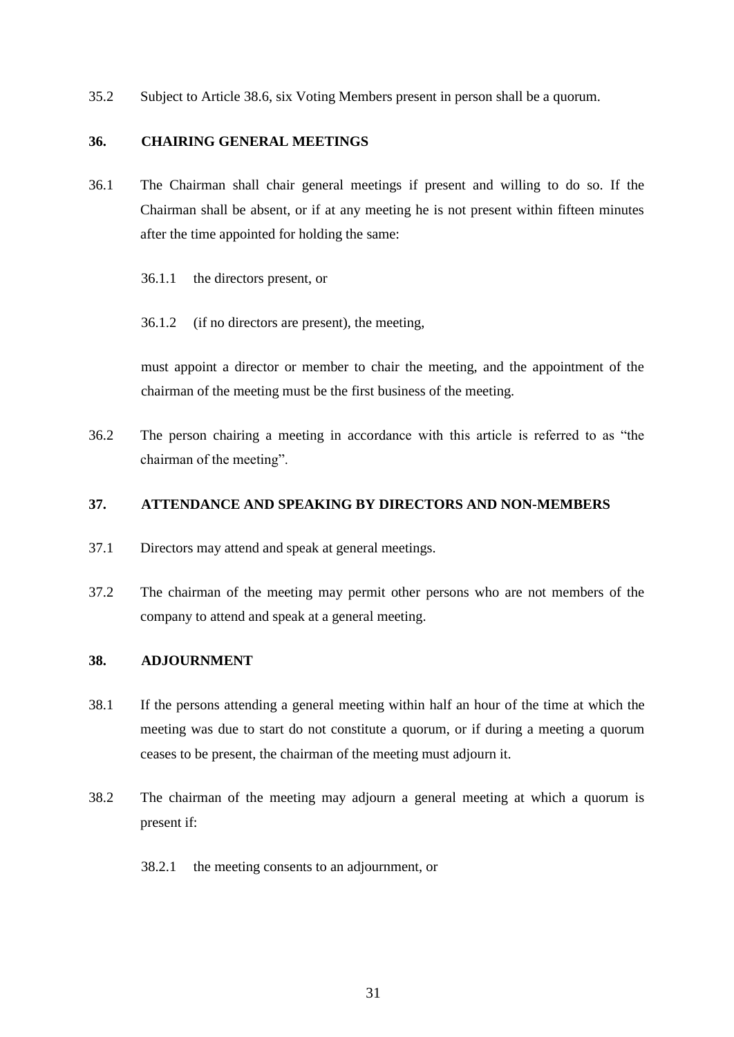35.2 Subject to Article 38.6, six Voting Members present in person shall be a quorum.

## 36. CHAIRING GENERAL MEETINGS

36.1 The Chairman shall chair general meetings if present and willing to do so. If the Chairman shall be absent, or if at any meeting he is not present within fifteen minutes after the time appointed for holding the same:

36.1.1 the directors present, or

36.1.2 (if no directors are present), the meeting,

must appoint a director or member to chair the meeting, and the appointment of the chairman of the meeting must be the first business of the meeting.

36.2 The person chairing a meeting in accordance with this article is referred to as "the chairman of the meeting".

## 37. ATTENDANCE AND SPEAKING BY DIRECTORS AND NON-MEMBERS

37.1 Directors may attend and speak at general meetings.

37.2 The chairman of the meeting may permit other persons who are not members of the company to attend and speak at a general meeting.

## 38. ADJOURNMENT

38.1 If the persons attending a general meeting within half an hour of the time at which the meeting was due to start do not constitute a quorum, or if during a meeting a quorum ceases to be present, the chairman of the meeting must adjourn it.

38.2 The chairman of the meeting may adjourn a general meeting at which a quorum is present if:

38.2.1 the meeting consents to an adjournment, or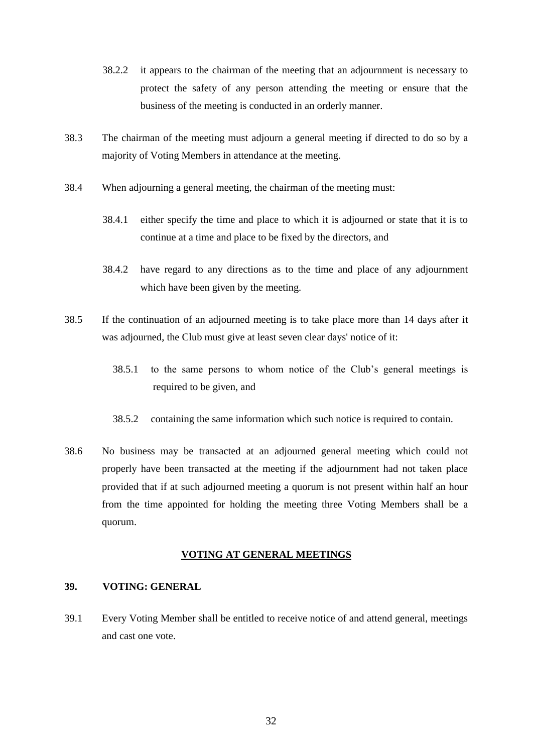38.2.2 it appears to the chairman of the meeting that an adjournment is necessary to protect the safety of any person attending the meeting or ensure that the business of the meeting is conducted in an orderly manner.

38.3 The chairman of the meeting must adjourn a general meeting if directed to do so by a majority of Voting Members in attendance at the meeting.

38.4 When adjourning a general meeting, the chairman of the meeting must:

38.4.1 either specify the time and place to which it is adjourned or state that it is to continue at a time and place to be fixed by the directors, and

38.4.2 have regard to any directions as to the time and place of any adjournment which have been given by the meeting.

38.5 If the continuation of an adjourned meeting is to take place more than 14 days after it was adjourned, the Club must give at least seven clear days' notice of it:

38.5.1 to the same persons to whom notice of the Club's general meetings is required to be given, and

38.5.2 containing the same information which such notice is required to contain.

38.6 No business may be transacted at an adjourned general meeting which could not properly have been transacted at the meeting if the adjournment had not taken place provided that if at such adjourned meeting a quorum is not present within half an hour from the time appointed for holding the meeting three Voting Members shall be a quorum.

## VOTING AT GENERAL MEETINGS

### 39. VOTING: GENERAL

39.1 Every Voting Member shall be entitled to receive notice of and attend general, meetings and cast one vote.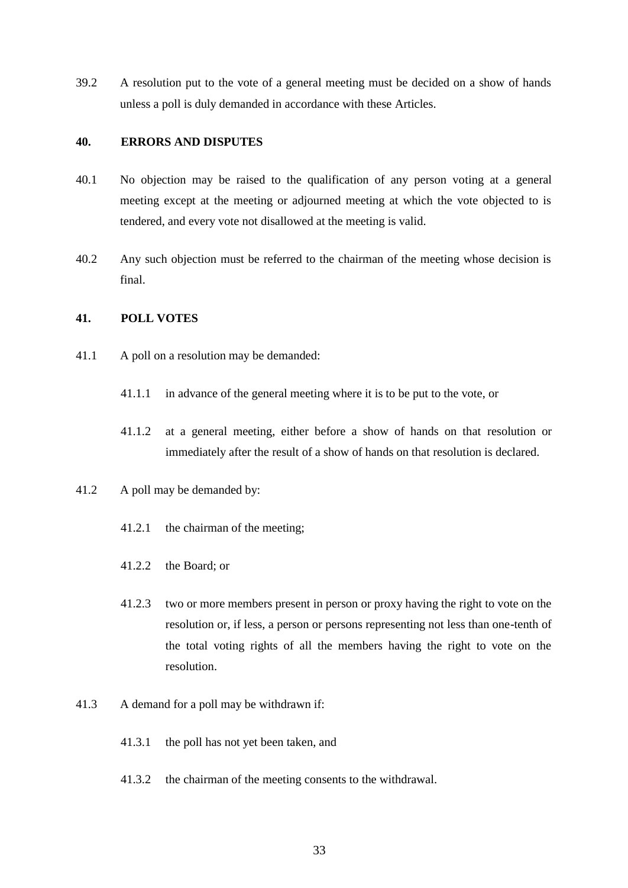39.2 A resolution put to the vote of a general meeting must be decided on a show of hands unless a poll is duly demanded in accordance with these Articles.

## 40. ERRORS AND DISPUTES

40.1 No objection may be raised to the qualification of any person voting at a general meeting except at the meeting or adjourned meeting at which the vote objected to is tendered, and every vote not disallowed at the meeting is valid.

40.2 Any such objection must be referred to the chairman of the meeting whose decision is final.

## 41. POLL VOTES

41.1 A poll on a resolution may be demanded:

- 41.1.1 in advance of the general meeting where it is to be put to the vote, or
- 41.1.2 at a general meeting, either before a show of hands on that resolution or immediately after the result of a show of hands on that resolution is declared.

41.2 A poll may be demanded by:

- 41.2.1 the chairman of the meeting;
- 41.2.2 the Board; or
- 41.2.3 two or more members present in person or proxy having the right to vote on the resolution or, if less, a person or persons representing not less than one-tenth of the total voting rights of all the members having the right to vote on the resolution.

41.3 A demand for a poll may be withdrawn if:

- 41.3.1 the poll has not yet been taken, and
- 41.3.2 the chairman of the meeting consents to the withdrawal.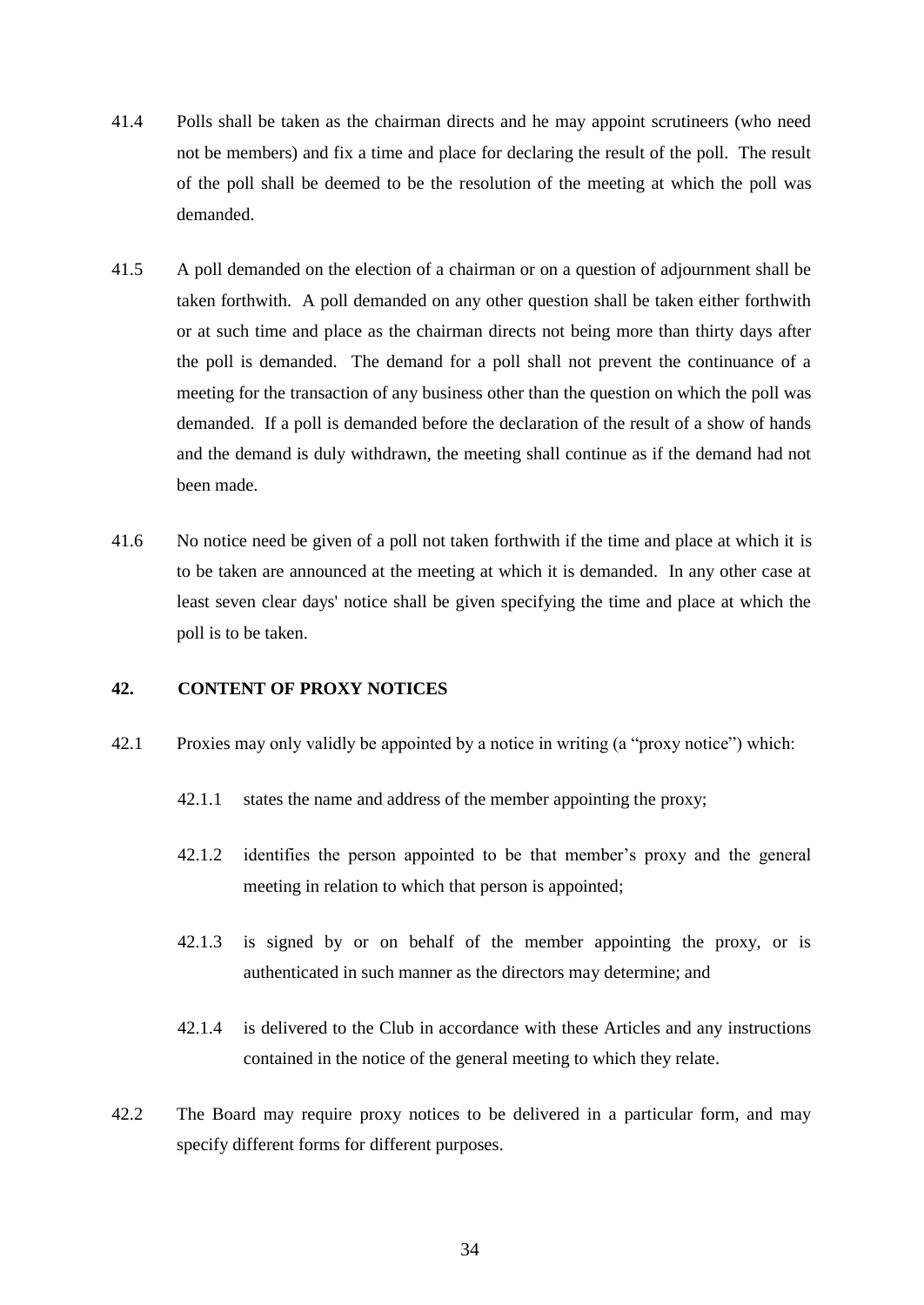41.4 Polls shall be taken as the chairman directs and he may appoint scrutineers (who need not be members) and fix a time and place for declaring the result of the poll. The result of the poll shall be deemed to be the resolution of the meeting at which the poll was demanded.

41.5 A poll demanded on the election of a chairman or on a question of adjournment shall be taken forthwith. A poll demanded on any other question shall be taken either forthwith or at such time and place as the chairman directs not being more than thirty days after the poll is demanded. The demand for a poll shall not prevent the continuance of a meeting for the transaction of any business other than the question on which the poll was demanded. If a poll is demanded before the declaration of the result of a show of hands and the demand is duly withdrawn, the meeting shall continue as if the demand had not been made.

41.6 No notice need be given of a poll not taken forthwith if the time and place at which it is to be taken are announced at the meeting at which it is demanded. In any other case at least seven clear days' notice shall be given specifying the time and place at which the poll is to be taken.

## 42. CONTENT OF PROXY NOTICES

42.1 Proxies may only validly be appointed by a notice in writing (a "proxy notice") which:

42.1.1 states the name and address of the member appointing the proxy;

42.1.2 identifies the person appointed to be that member's proxy and the general meeting in relation to which that person is appointed;

42.1.3 is signed by or on behalf of the member appointing the proxy, or is authenticated in such manner as the directors may determine; and

42.1.4 is delivered to the Club in accordance with these Articles and any instructions contained in the notice of the general meeting to which they relate.

42.2 The Board may require proxy notices to be delivered in a particular form, and may specify different forms for different purposes.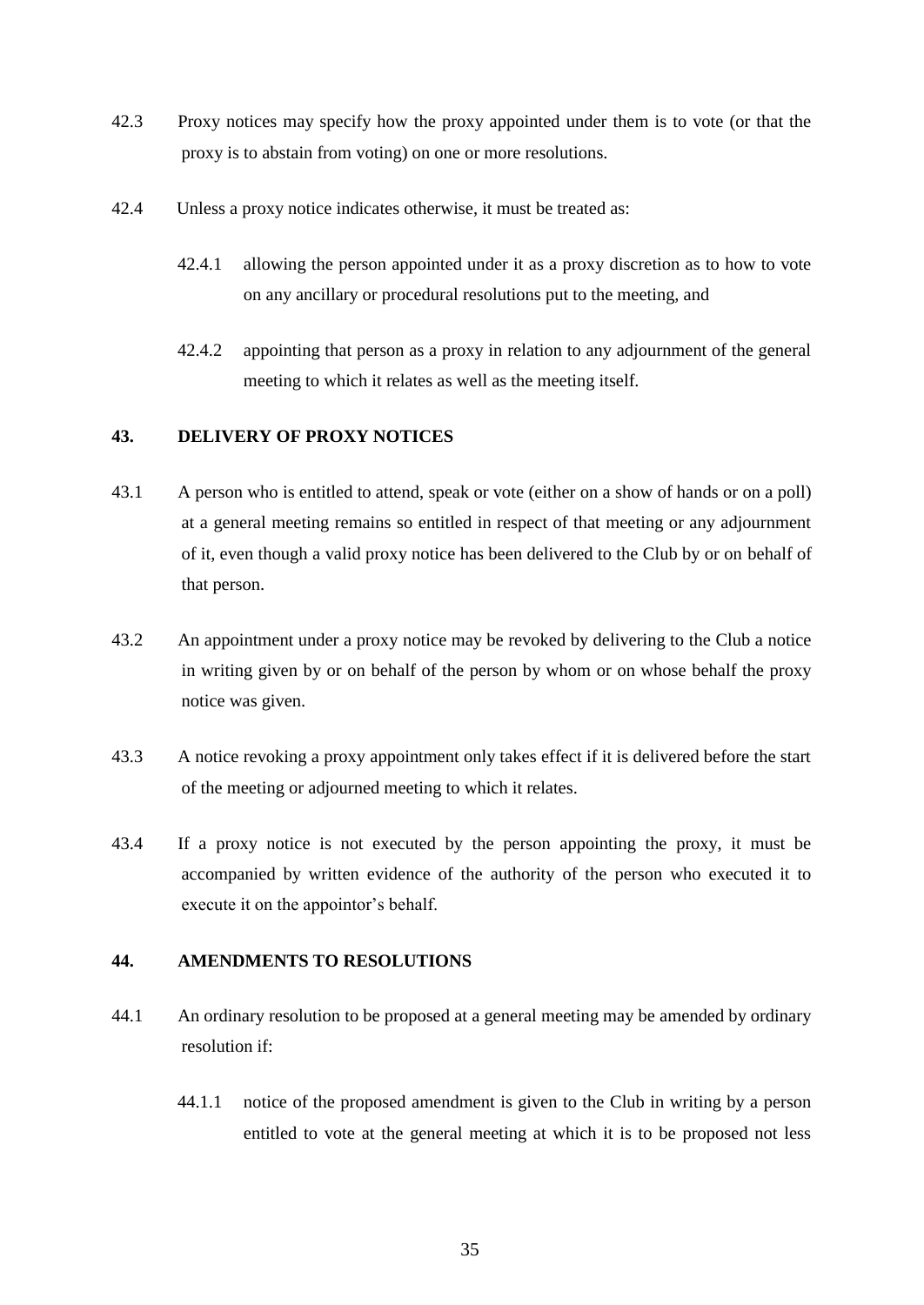42.3 Proxy notices may specify how the proxy appointed under them is to vote (or that the proxy is to abstain from voting) on one or more resolutions.

42.4 Unless a proxy notice indicates otherwise, it must be treated as:

42.4.1 allowing the person appointed under it as a proxy discretion as to how to vote on any ancillary or procedural resolutions put to the meeting, and

42.4.2 appointing that person as a proxy in relation to any adjournment of the general meeting to which it relates as well as the meeting itself.

## 43. DELIVERY OF PROXY NOTICES

43.1 A person who is entitled to attend, speak or vote (either on a show of hands or on a poll) at a general meeting remains so entitled in respect of that meeting or any adjournment of it, even though a valid proxy notice has been delivered to the Club by or on behalf of that person.

43.2 An appointment under a proxy notice may be revoked by delivering to the Club a notice in writing given by or on behalf of the person by whom or on whose behalf the proxy notice was given.

43.3 A notice revoking a proxy appointment only takes effect if it is delivered before the start of the meeting or adjourned meeting to which it relates.

43.4 If a proxy notice is not executed by the person appointing the proxy, it must be accompanied by written evidence of the authority of the person who executed it to execute it on the appointor's behalf.

## 44. AMENDMENTS TO RESOLUTIONS

44.1 An ordinary resolution to be proposed at a general meeting may be amended by ordinary resolution if:

44.1.1 notice of the proposed amendment is given to the Club in writing by a person entitled to vote at the general meeting at which it is to be proposed not less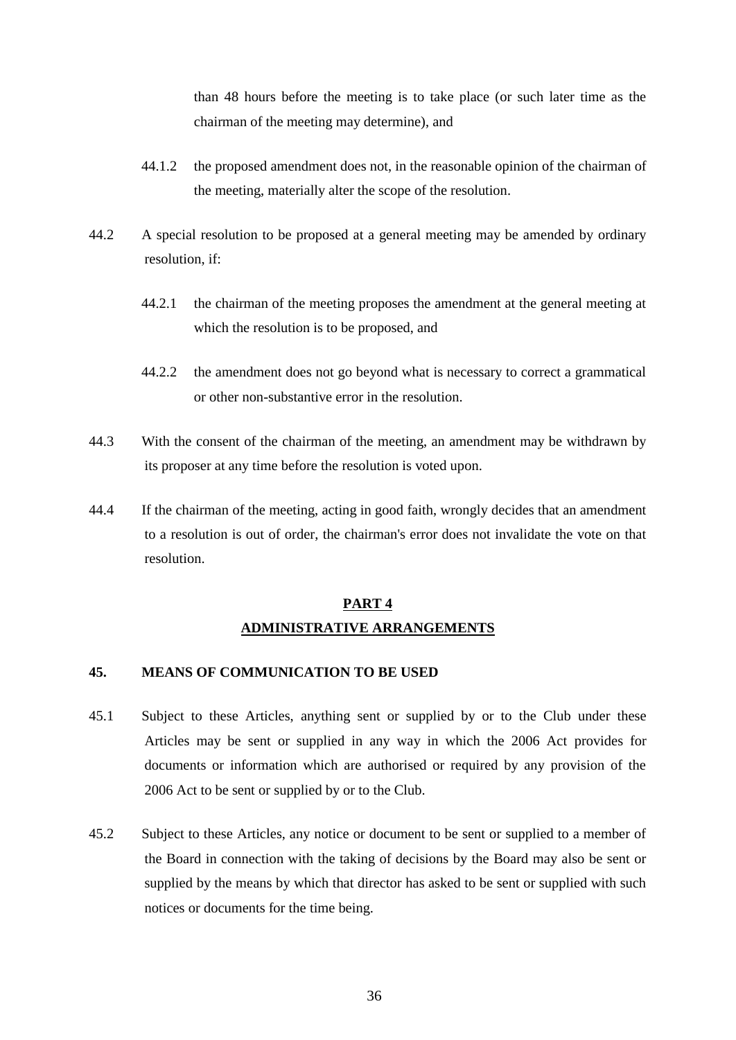than 48 hours before the meeting is to take place (or such later time as the chairman of the meeting may determine), and

44.1.2 the proposed amendment does not, in the reasonable opinion of the chairman of the meeting, materially alter the scope of the resolution.

44.2 A special resolution to be proposed at a general meeting may be amended by ordinary resolution, if:

44.2.1 the chairman of the meeting proposes the amendment at the general meeting at which the resolution is to be proposed, and

44.2.2 the amendment does not go beyond what is necessary to correct a grammatical or other non-substantive error in the resolution.

44.3 With the consent of the chairman of the meeting, an amendment may be withdrawn by its proposer at any time before the resolution is voted upon.

44.4 If the chairman of the meeting, acting in good faith, wrongly decides that an amendment to a resolution is out of order, the chairman's error does not invalidate the vote on that resolution.

## PART 4
## ADMINISTRATIVE ARRANGEMENTS

### 45. MEANS OF COMMUNICATION TO BE USED

45.1 Subject to these Articles, anything sent or supplied by or to the Club under these Articles may be sent or supplied in any way in which the 2006 Act provides for documents or information which are authorised or required by any provision of the 2006 Act to be sent or supplied by or to the Club.

45.2 Subject to these Articles, any notice or document to be sent or supplied to a member of the Board in connection with the taking of decisions by the Board may also be sent or supplied by the means by which that director has asked to be sent or supplied with such notices or documents for the time being.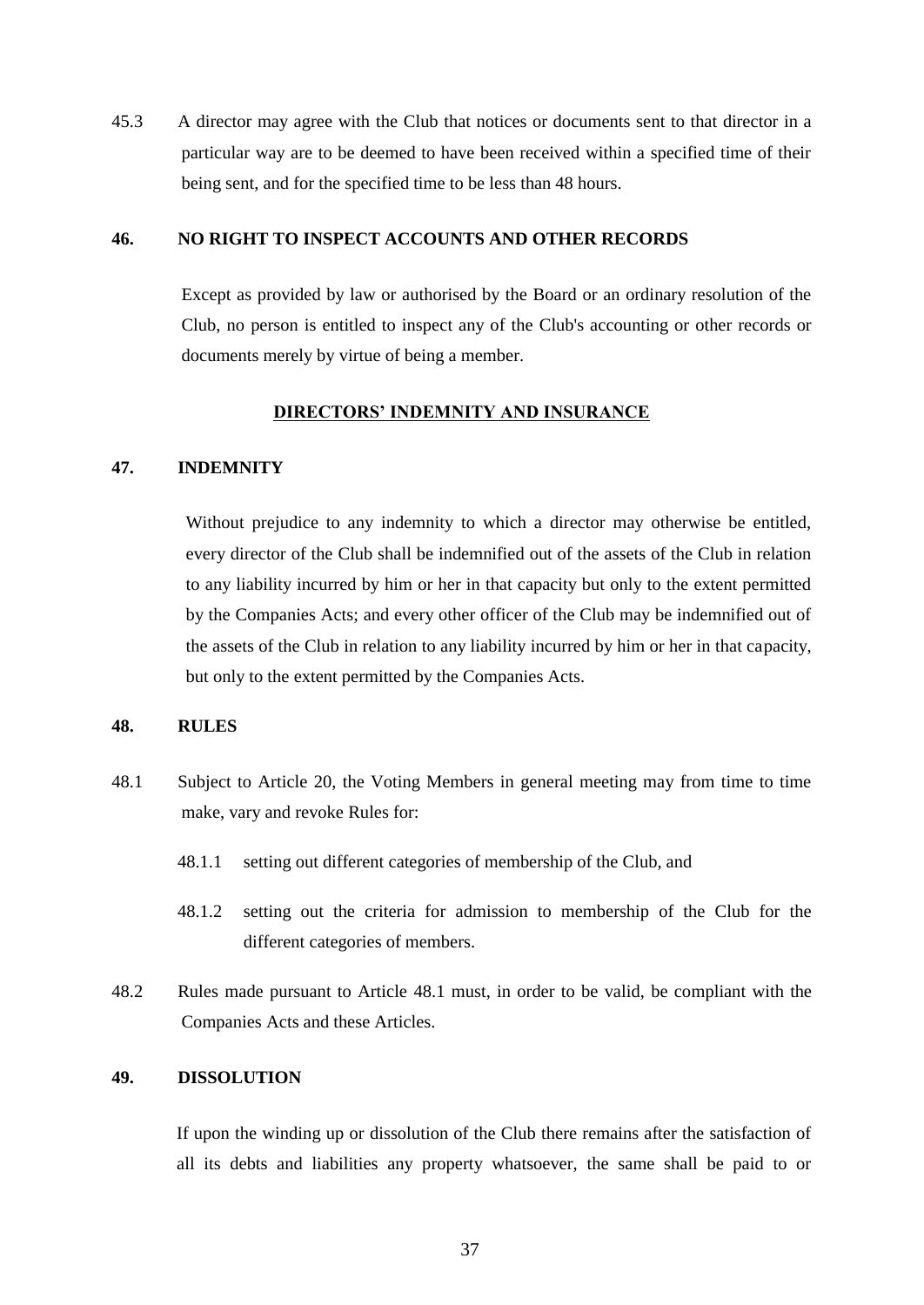45.3 A director may agree with the Club that notices or documents sent to that director in a particular way are to be deemed to have been received within a specified time of their being sent, and for the specified time to be less than 48 hours.

## 46. NO RIGHT TO INSPECT ACCOUNTS AND OTHER RECORDS

Except as provided by law or authorised by the Board or an ordinary resolution of the Club, no person is entitled to inspect any of the Club's accounting or other records or documents merely by virtue of being a member.

## DIRECTORS' INDEMNITY AND INSURANCE

## 47. INDEMNITY

Without prejudice to any indemnity to which a director may otherwise be entitled, every director of the Club shall be indemnified out of the assets of the Club in relation to any liability incurred by him or her in that capacity but only to the extent permitted by the Companies Acts; and every other officer of the Club may be indemnified out of the assets of the Club in relation to any liability incurred by him or her in that capacity, but only to the extent permitted by the Companies Acts.

## 48. RULES

48.1 Subject to Article 20, the Voting Members in general meeting may from time to time make, vary and revoke Rules for:

- 48.1.1 setting out different categories of membership of the Club, and
- 48.1.2 setting out the criteria for admission to membership of the Club for the different categories of members.

48.2 Rules made pursuant to Article 48.1 must, in order to be valid, be compliant with the Companies Acts and these Articles.

## 49. DISSOLUTION

If upon the winding up or dissolution of the Club there remains after the satisfaction of all its debts and liabilities any property whatsoever, the same shall be paid to or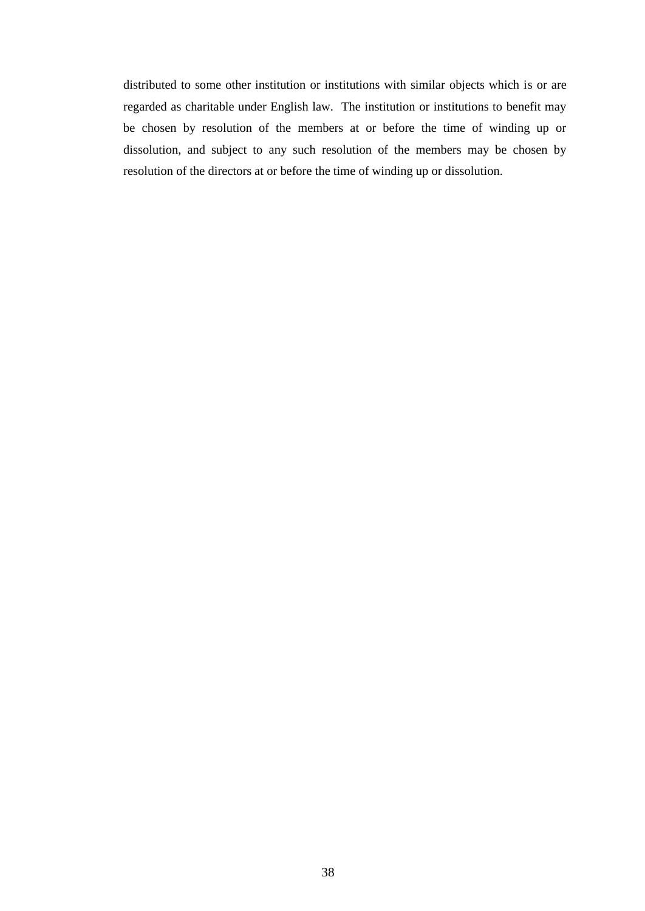distributed to some other institution or institutions with similar objects which is or are regarded as charitable under English law. The institution or institutions to benefit may be chosen by resolution of the members at or before the time of winding up or dissolution, and subject to any such resolution of the members may be chosen by resolution of the directors at or before the time of winding up or dissolution.